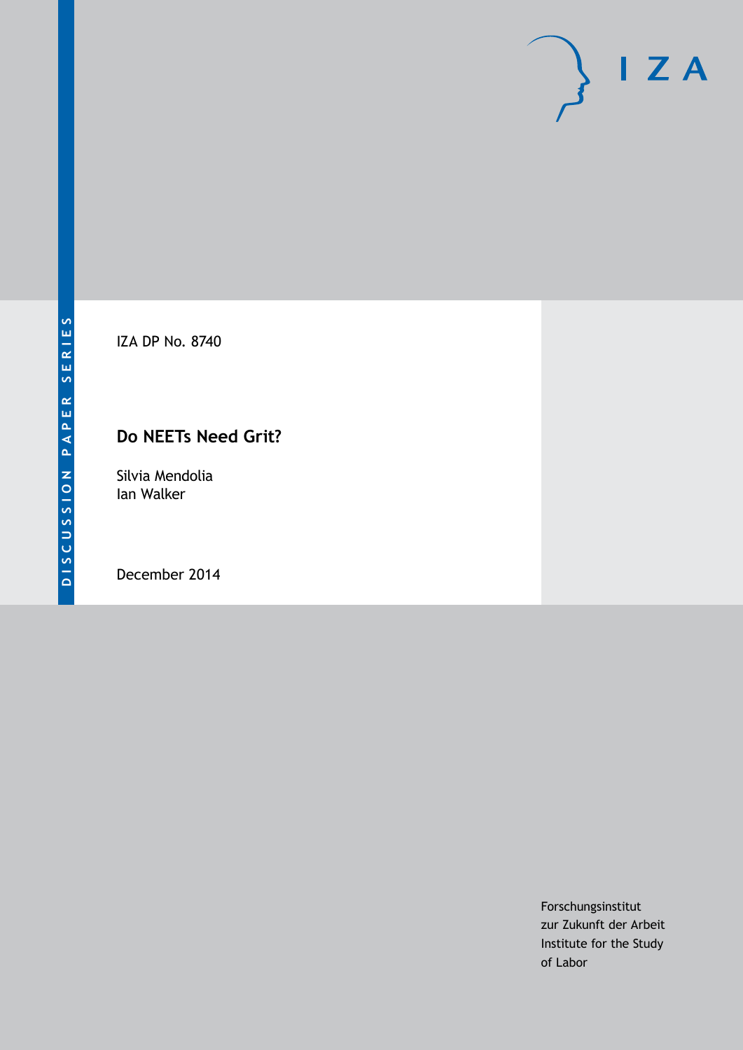DISCUSSION PAPER SERIES

IZA DP No. 8740

# Do NEETs Need Grit?

Silvia Mendolia
Ian Walker

December 2014

Forschungsinstitut
zur Zukunft der Arbeit
Institute for the Study
of Labor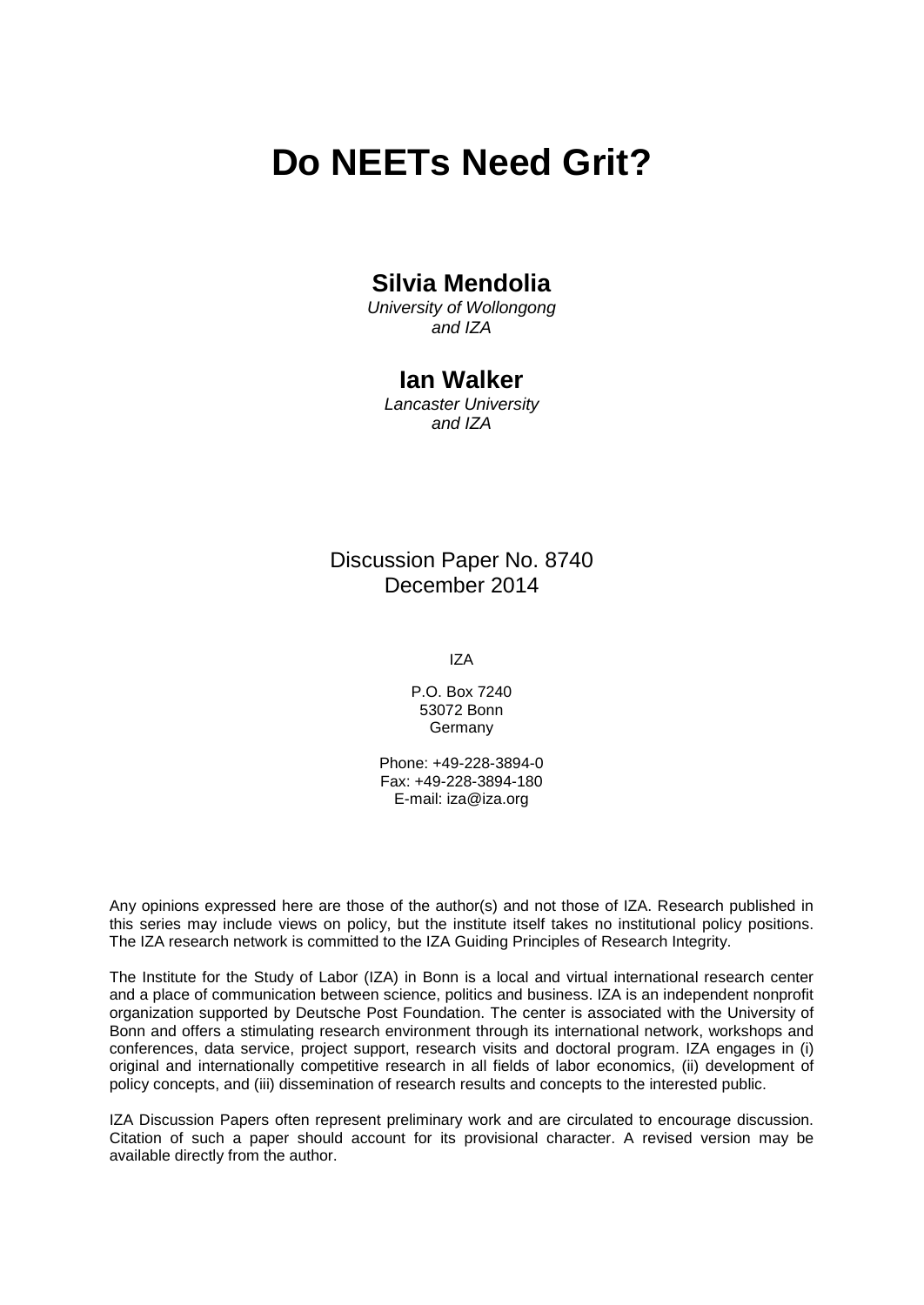# Do NEETs Need Grit?

## Silvia Mendolia

*University of Wollongong and IZA*

## Ian Walker

*Lancaster University and IZA*

Discussion Paper No. 8740
December 2014

IZA

P.O. Box 7240
53072 Bonn
Germany

Phone: +49-228-3894-0
Fax: +49-228-3894-180
E-mail: iza@iza.org

Any opinions expressed here are those of the author(s) and not those of IZA. Research published in this series may include views on policy, but the institute itself takes no institutional policy positions. The IZA research network is committed to the IZA Guiding Principles of Research Integrity.

The Institute for the Study of Labor (IZA) in Bonn is a local and virtual international research center and a place of communication between science, politics and business. IZA is an independent nonprofit organization supported by Deutsche Post Foundation. The center is associated with the University of Bonn and offers a stimulating research environment through its international network, workshops and conferences, data service, project support, research visits and doctoral program. IZA engages in (i) original and internationally competitive research in all fields of labor economics, (ii) development of policy concepts, and (iii) dissemination of research results and concepts to the interested public.

IZA Discussion Papers often represent preliminary work and are circulated to encourage discussion. Citation of such a paper should account for its provisional character. A revised version may be available directly from the author.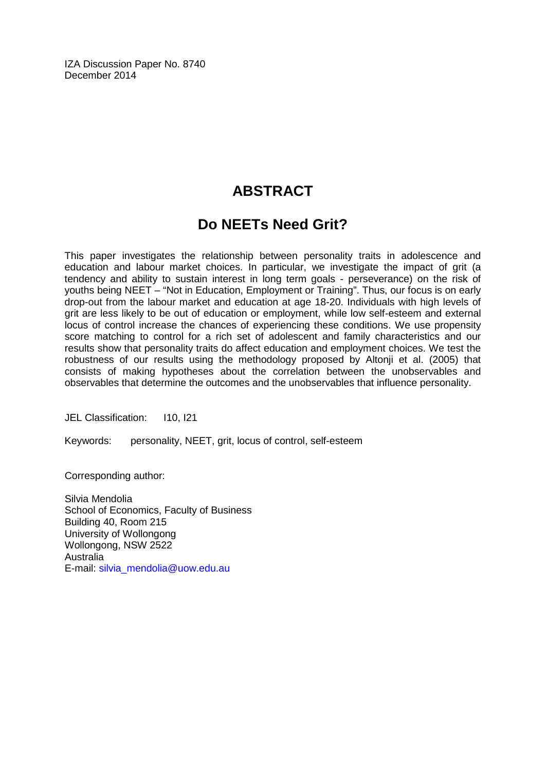IZA Discussion Paper No. 8740
December 2014

# ABSTRACT

## Do NEETs Need Grit?

This paper investigates the relationship between personality traits in adolescence and education and labour market choices. In particular, we investigate the impact of grit (a tendency and ability to sustain interest in long term goals - perseverance) on the risk of youths being NEET – "Not in Education, Employment or Training". Thus, our focus is on early drop-out from the labour market and education at age 18-20. Individuals with high levels of grit are less likely to be out of education or employment, while low self-esteem and external locus of control increase the chances of experiencing these conditions. We use propensity score matching to control for a rich set of adolescent and family characteristics and our results show that personality traits do affect education and employment choices. We test the robustness of our results using the methodology proposed by Altonji et al. (2005) that consists of making hypotheses about the correlation between the unobservables and observables that determine the outcomes and the unobservables that influence personality.

JEL Classification: I10, I21

Keywords: personality, NEET, grit, locus of control, self-esteem

Corresponding author:

Silvia Mendolia
School of Economics, Faculty of Business
Building 40, Room 215
University of Wollongong
Wollongong, NSW 2522
Australia
E-mail: silvia_mendolia@uow.edu.au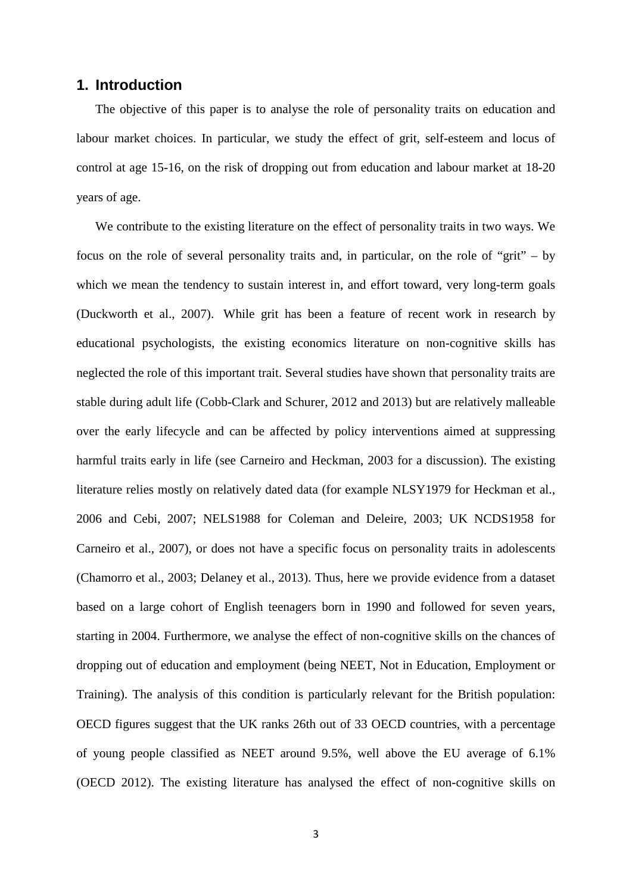## 1. Introduction

The objective of this paper is to analyse the role of personality traits on education and labour market choices. In particular, we study the effect of grit, self-esteem and locus of control at age 15-16, on the risk of dropping out from education and labour market at 18-20 years of age.

We contribute to the existing literature on the effect of personality traits in two ways. We focus on the role of several personality traits and, in particular, on the role of "grit" – by which we mean the tendency to sustain interest in, and effort toward, very long-term goals (Duckworth et al., 2007). While grit has been a feature of recent work in research by educational psychologists, the existing economics literature on non-cognitive skills has neglected the role of this important trait. Several studies have shown that personality traits are stable during adult life (Cobb-Clark and Schurer, 2012 and 2013) but are relatively malleable over the early lifecycle and can be affected by policy interventions aimed at suppressing harmful traits early in life (see Carneiro and Heckman, 2003 for a discussion). The existing literature relies mostly on relatively dated data (for example NLSY1979 for Heckman et al., 2006 and Cebi, 2007; NELS1988 for Coleman and Deleire, 2003; UK NCDS1958 for Carneiro et al., 2007), or does not have a specific focus on personality traits in adolescents (Chamorro et al., 2003; Delaney et al., 2013). Thus, here we provide evidence from a dataset based on a large cohort of English teenagers born in 1990 and followed for seven years, starting in 2004. Furthermore, we analyse the effect of non-cognitive skills on the chances of dropping out of education and employment (being NEET, Not in Education, Employment or Training). The analysis of this condition is particularly relevant for the British population: OECD figures suggest that the UK ranks 26th out of 33 OECD countries, with a percentage of young people classified as NEET around 9.5%, well above the EU average of 6.1% (OECD 2012). The existing literature has analysed the effect of non-cognitive skills on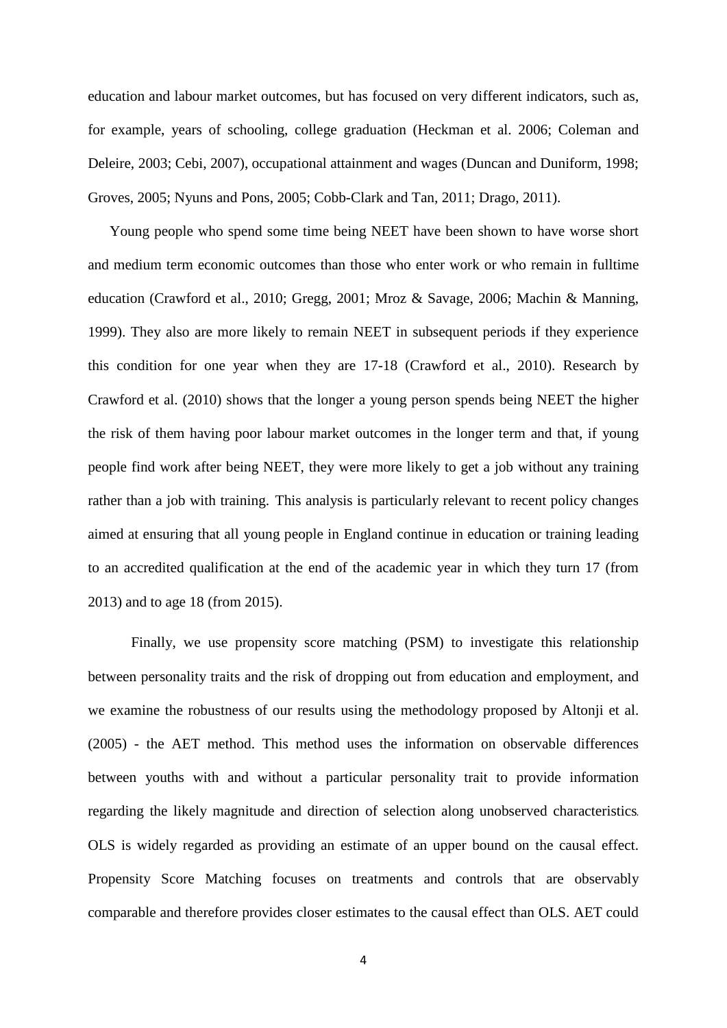education and labour market outcomes, but has focused on very different indicators, such as, for example, years of schooling, college graduation (Heckman et al. 2006; Coleman and Deleire, 2003; Cebi, 2007), occupational attainment and wages (Duncan and Duniform, 1998; Groves, 2005; Nyuns and Pons, 2005; Cobb-Clark and Tan, 2011; Drago, 2011).

Young people who spend some time being NEET have been shown to have worse short and medium term economic outcomes than those who enter work or who remain in fulltime education (Crawford et al., 2010; Gregg, 2001; Mroz & Savage, 2006; Machin & Manning, 1999). They also are more likely to remain NEET in subsequent periods if they experience this condition for one year when they are 17-18 (Crawford et al., 2010). Research by Crawford et al. (2010) shows that the longer a young person spends being NEET the higher the risk of them having poor labour market outcomes in the longer term and that, if young people find work after being NEET, they were more likely to get a job without any training rather than a job with training. This analysis is particularly relevant to recent policy changes aimed at ensuring that all young people in England continue in education or training leading to an accredited qualification at the end of the academic year in which they turn 17 (from 2013) and to age 18 (from 2015).

Finally, we use propensity score matching (PSM) to investigate this relationship between personality traits and the risk of dropping out from education and employment, and we examine the robustness of our results using the methodology proposed by Altonji et al. (2005) - the AET method. This method uses the information on observable differences between youths with and without a particular personality trait to provide information regarding the likely magnitude and direction of selection along unobserved characteristics. OLS is widely regarded as providing an estimate of an upper bound on the causal effect. Propensity Score Matching focuses on treatments and controls that are observably comparable and therefore provides closer estimates to the causal effect than OLS. AET could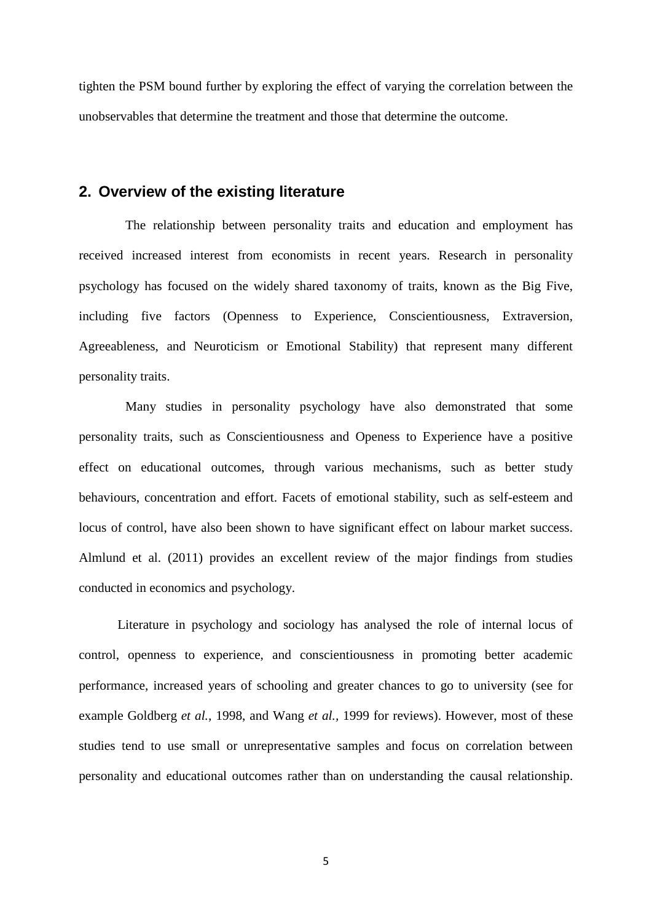tighten the PSM bound further by exploring the effect of varying the correlation between the unobservables that determine the treatment and those that determine the outcome.

## 2. Overview of the existing literature

The relationship between personality traits and education and employment has received increased interest from economists in recent years. Research in personality psychology has focused on the widely shared taxonomy of traits, known as the Big Five, including five factors (Openness to Experience, Conscientiousness, Extraversion, Agreeableness, and Neuroticism or Emotional Stability) that represent many different personality traits.

Many studies in personality psychology have also demonstrated that some personality traits, such as Conscientiousness and Openess to Experience have a positive effect on educational outcomes, through various mechanisms, such as better study behaviours, concentration and effort. Facets of emotional stability, such as self-esteem and locus of control, have also been shown to have significant effect on labour market success. Almlund et al. (2011) provides an excellent review of the major findings from studies conducted in economics and psychology.

Literature in psychology and sociology has analysed the role of internal locus of control, openness to experience, and conscientiousness in promoting better academic performance, increased years of schooling and greater chances to go to university (see for example Goldberg *et al.,* 1998, and Wang *et al.,* 1999 for reviews). However, most of these studies tend to use small or unrepresentative samples and focus on correlation between personality and educational outcomes rather than on understanding the causal relationship.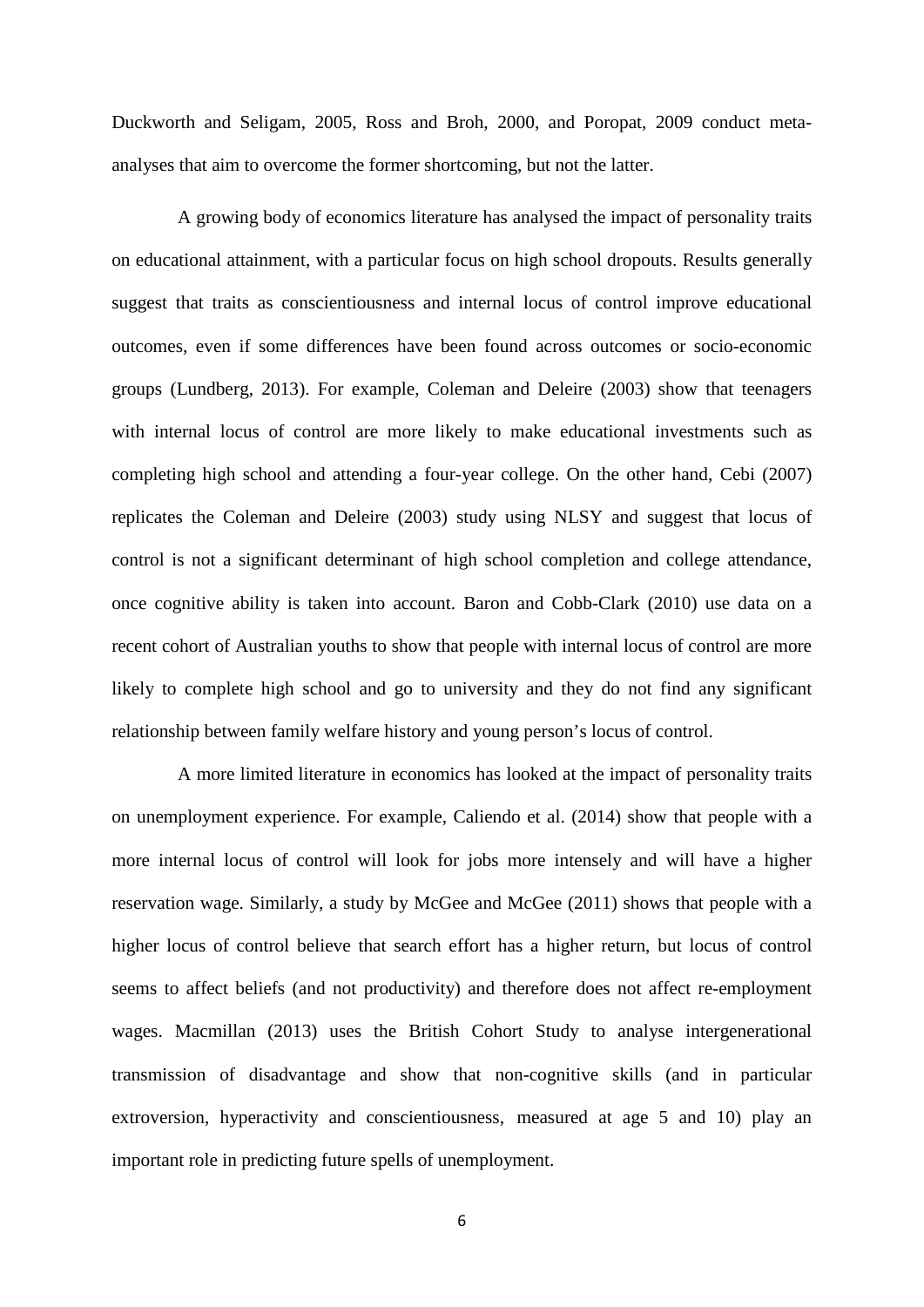Duckworth and Seligam, 2005, Ross and Broh, 2000, and Poropat, 2009 conduct meta-analyses that aim to overcome the former shortcoming, but not the latter.

A growing body of economics literature has analysed the impact of personality traits on educational attainment, with a particular focus on high school dropouts. Results generally suggest that traits as conscientiousness and internal locus of control improve educational outcomes, even if some differences have been found across outcomes or socio-economic groups (Lundberg, 2013). For example, Coleman and Deleire (2003) show that teenagers with internal locus of control are more likely to make educational investments such as completing high school and attending a four-year college. On the other hand, Cebi (2007) replicates the Coleman and Deleire (2003) study using NLSY and suggest that locus of control is not a significant determinant of high school completion and college attendance, once cognitive ability is taken into account. Baron and Cobb-Clark (2010) use data on a recent cohort of Australian youths to show that people with internal locus of control are more likely to complete high school and go to university and they do not find any significant relationship between family welfare history and young person's locus of control.

A more limited literature in economics has looked at the impact of personality traits on unemployment experience. For example, Caliendo et al. (2014) show that people with a more internal locus of control will look for jobs more intensely and will have a higher reservation wage. Similarly, a study by McGee and McGee (2011) shows that people with a higher locus of control believe that search effort has a higher return, but locus of control seems to affect beliefs (and not productivity) and therefore does not affect re-employment wages. Macmillan (2013) uses the British Cohort Study to analyse intergenerational transmission of disadvantage and show that non-cognitive skills (and in particular extroversion, hyperactivity and conscientiousness, measured at age 5 and 10) play an important role in predicting future spells of unemployment.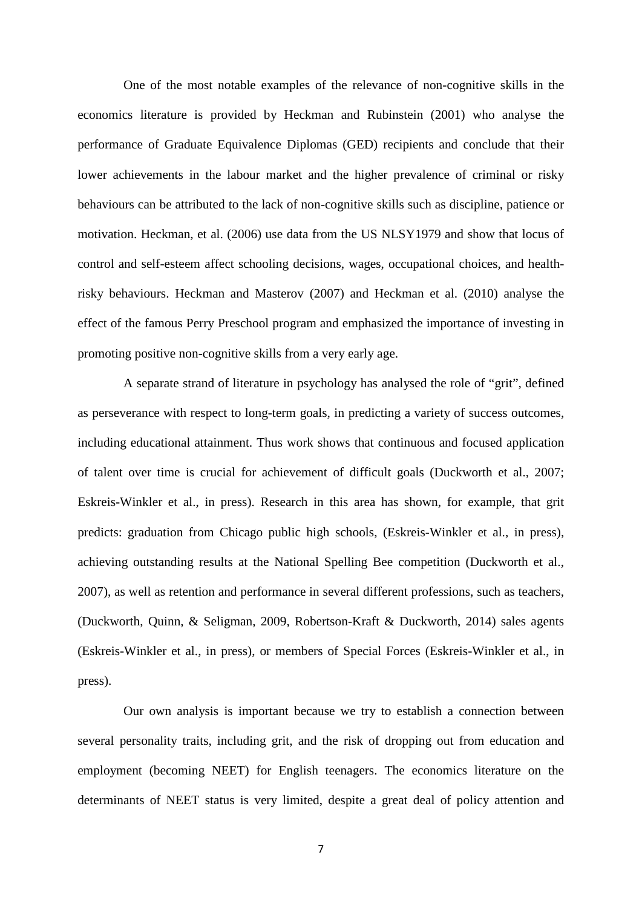One of the most notable examples of the relevance of non-cognitive skills in the economics literature is provided by Heckman and Rubinstein (2001) who analyse the performance of Graduate Equivalence Diplomas (GED) recipients and conclude that their lower achievements in the labour market and the higher prevalence of criminal or risky behaviours can be attributed to the lack of non-cognitive skills such as discipline, patience or motivation. Heckman, et al. (2006) use data from the US NLSY1979 and show that locus of control and self-esteem affect schooling decisions, wages, occupational choices, and health-risky behaviours. Heckman and Masterov (2007) and Heckman et al. (2010) analyse the effect of the famous Perry Preschool program and emphasized the importance of investing in promoting positive non-cognitive skills from a very early age.

A separate strand of literature in psychology has analysed the role of "grit", defined as perseverance with respect to long-term goals, in predicting a variety of success outcomes, including educational attainment. Thus work shows that continuous and focused application of talent over time is crucial for achievement of difficult goals (Duckworth et al., 2007; Eskreis-Winkler et al., in press). Research in this area has shown, for example, that grit predicts: graduation from Chicago public high schools, (Eskreis-Winkler et al., in press), achieving outstanding results at the National Spelling Bee competition (Duckworth et al., 2007), as well as retention and performance in several different professions, such as teachers, (Duckworth, Quinn, & Seligman, 2009, Robertson-Kraft & Duckworth, 2014) sales agents (Eskreis-Winkler et al., in press), or members of Special Forces (Eskreis-Winkler et al., in press).

Our own analysis is important because we try to establish a connection between several personality traits, including grit, and the risk of dropping out from education and employment (becoming NEET) for English teenagers. The economics literature on the determinants of NEET status is very limited, despite a great deal of policy attention and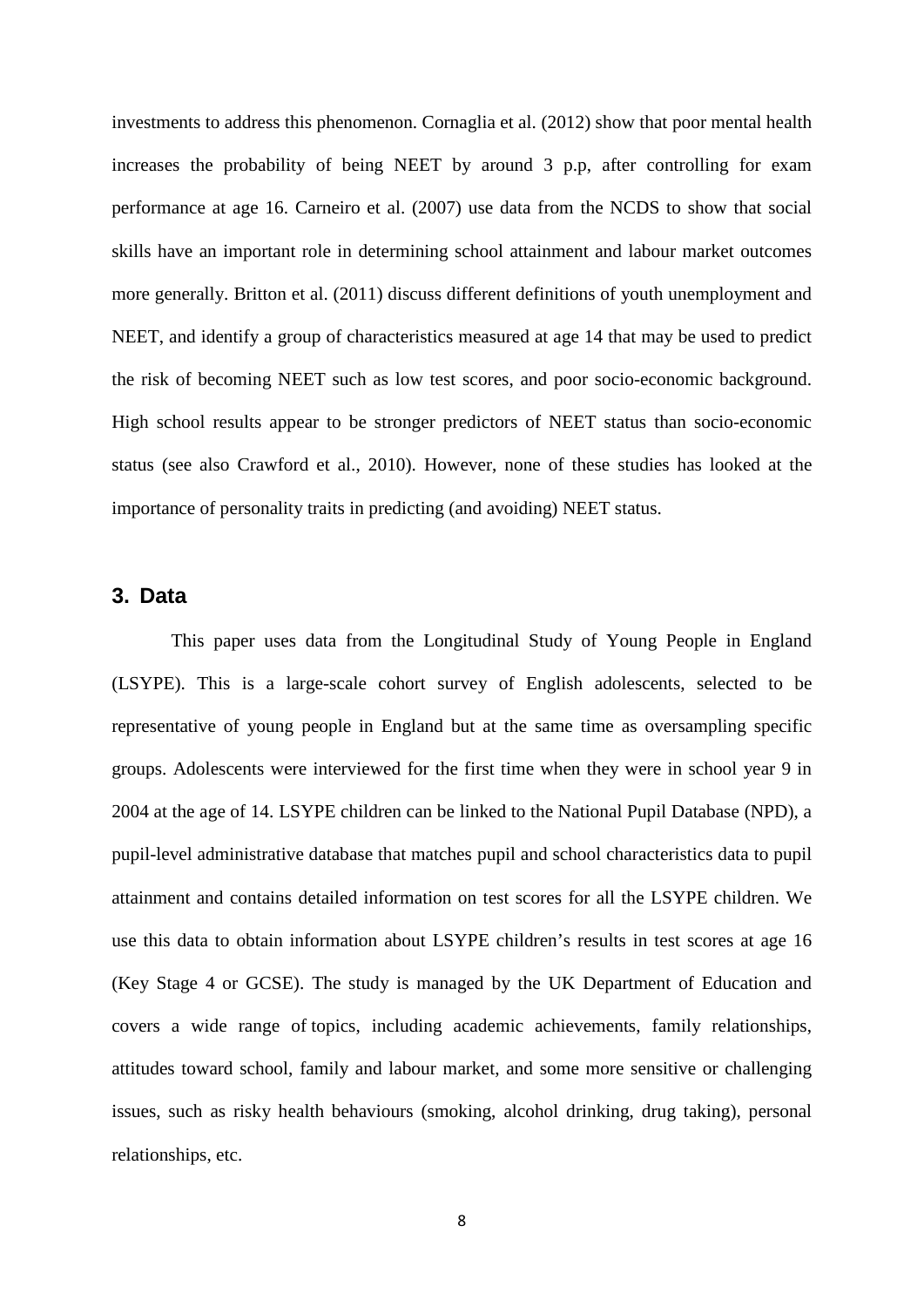investments to address this phenomenon. Cornaglia et al. (2012) show that poor mental health increases the probability of being NEET by around 3 p.p, after controlling for exam performance at age 16. Carneiro et al. (2007) use data from the NCDS to show that social skills have an important role in determining school attainment and labour market outcomes more generally. Britton et al. (2011) discuss different definitions of youth unemployment and NEET, and identify a group of characteristics measured at age 14 that may be used to predict the risk of becoming NEET such as low test scores, and poor socio-economic background. High school results appear to be stronger predictors of NEET status than socio-economic status (see also Crawford et al., 2010). However, none of these studies has looked at the importance of personality traits in predicting (and avoiding) NEET status.

## 3. Data

This paper uses data from the Longitudinal Study of Young People in England (LSYPE). This is a large-scale cohort survey of English adolescents, selected to be representative of young people in England but at the same time as oversampling specific groups. Adolescents were interviewed for the first time when they were in school year 9 in 2004 at the age of 14. LSYPE children can be linked to the National Pupil Database (NPD), a pupil-level administrative database that matches pupil and school characteristics data to pupil attainment and contains detailed information on test scores for all the LSYPE children. We use this data to obtain information about LSYPE children's results in test scores at age 16 (Key Stage 4 or GCSE). The study is managed by the UK Department of Education and covers a wide range of topics, including academic achievements, family relationships, attitudes toward school, family and labour market, and some more sensitive or challenging issues, such as risky health behaviours (smoking, alcohol drinking, drug taking), personal relationships, etc.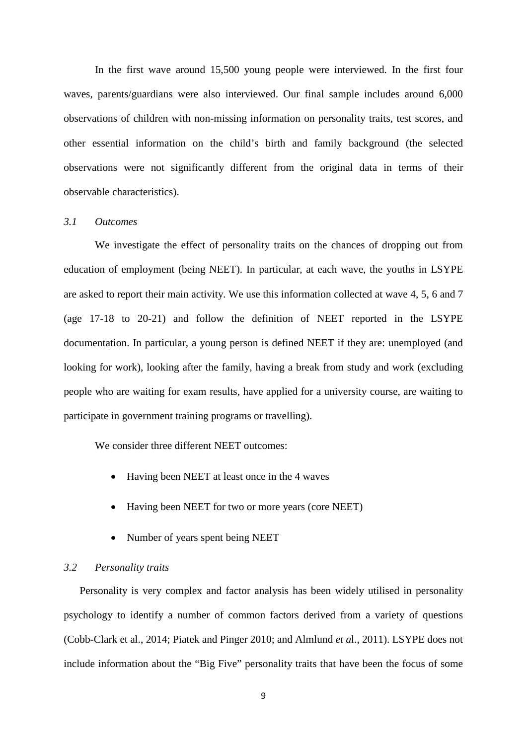In the first wave around 15,500 young people were interviewed. In the first four waves, parents/guardians were also interviewed. Our final sample includes around 6,000 observations of children with non-missing information on personality traits, test scores, and other essential information on the child's birth and family background (the selected observations were not significantly different from the original data in terms of their observable characteristics).

### *3.1 Outcomes*

We investigate the effect of personality traits on the chances of dropping out from education of employment (being NEET). In particular, at each wave, the youths in LSYPE are asked to report their main activity. We use this information collected at wave 4, 5, 6 and 7 (age 17-18 to 20-21) and follow the definition of NEET reported in the LSYPE documentation. In particular, a young person is defined NEET if they are: unemployed (and looking for work), looking after the family, having a break from study and work (excluding people who are waiting for exam results, have applied for a university course, are waiting to participate in government training programs or travelling).

We consider three different NEET outcomes:

- Having been NEET at least once in the 4 waves
- Having been NEET for two or more years (core NEET)
- Number of years spent being NEET

### *3.2 Personality traits*

Personality is very complex and factor analysis has been widely utilised in personality psychology to identify a number of common factors derived from a variety of questions (Cobb-Clark et al., 2014; Piatek and Pinger 2010; and Almlund *et a*l., 2011). LSYPE does not include information about the "Big Five" personality traits that have been the focus of some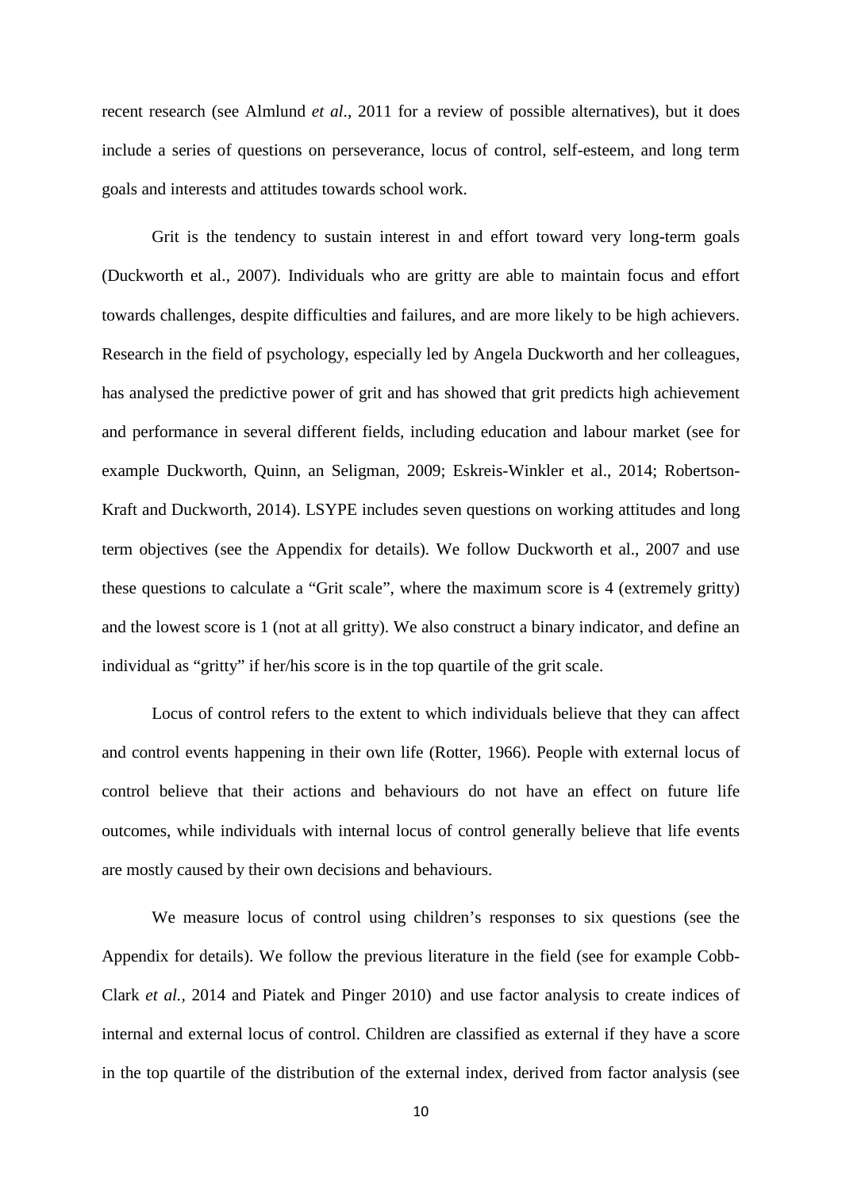recent research (see Almlund *et al*., 2011 for a review of possible alternatives), but it does include a series of questions on perseverance, locus of control, self-esteem, and long term goals and interests and attitudes towards school work.

Grit is the tendency to sustain interest in and effort toward very long-term goals (Duckworth et al., 2007). Individuals who are gritty are able to maintain focus and effort towards challenges, despite difficulties and failures, and are more likely to be high achievers. Research in the field of psychology, especially led by Angela Duckworth and her colleagues, has analysed the predictive power of grit and has showed that grit predicts high achievement and performance in several different fields, including education and labour market (see for example Duckworth, Quinn, an Seligman, 2009; Eskreis-Winkler et al., 2014; Robertson-Kraft and Duckworth, 2014). LSYPE includes seven questions on working attitudes and long term objectives (see the Appendix for details). We follow Duckworth et al., 2007 and use these questions to calculate a "Grit scale", where the maximum score is 4 (extremely gritty) and the lowest score is 1 (not at all gritty). We also construct a binary indicator, and define an individual as "gritty" if her/his score is in the top quartile of the grit scale.

Locus of control refers to the extent to which individuals believe that they can affect and control events happening in their own life (Rotter, 1966). People with external locus of control believe that their actions and behaviours do not have an effect on future life outcomes, while individuals with internal locus of control generally believe that life events are mostly caused by their own decisions and behaviours.

We measure locus of control using children's responses to six questions (see the Appendix for details). We follow the previous literature in the field (see for example Cobb-Clark *et al.*, 2014 and Piatek and Pinger 2010) and use factor analysis to create indices of internal and external locus of control. Children are classified as external if they have a score in the top quartile of the distribution of the external index, derived from factor analysis (see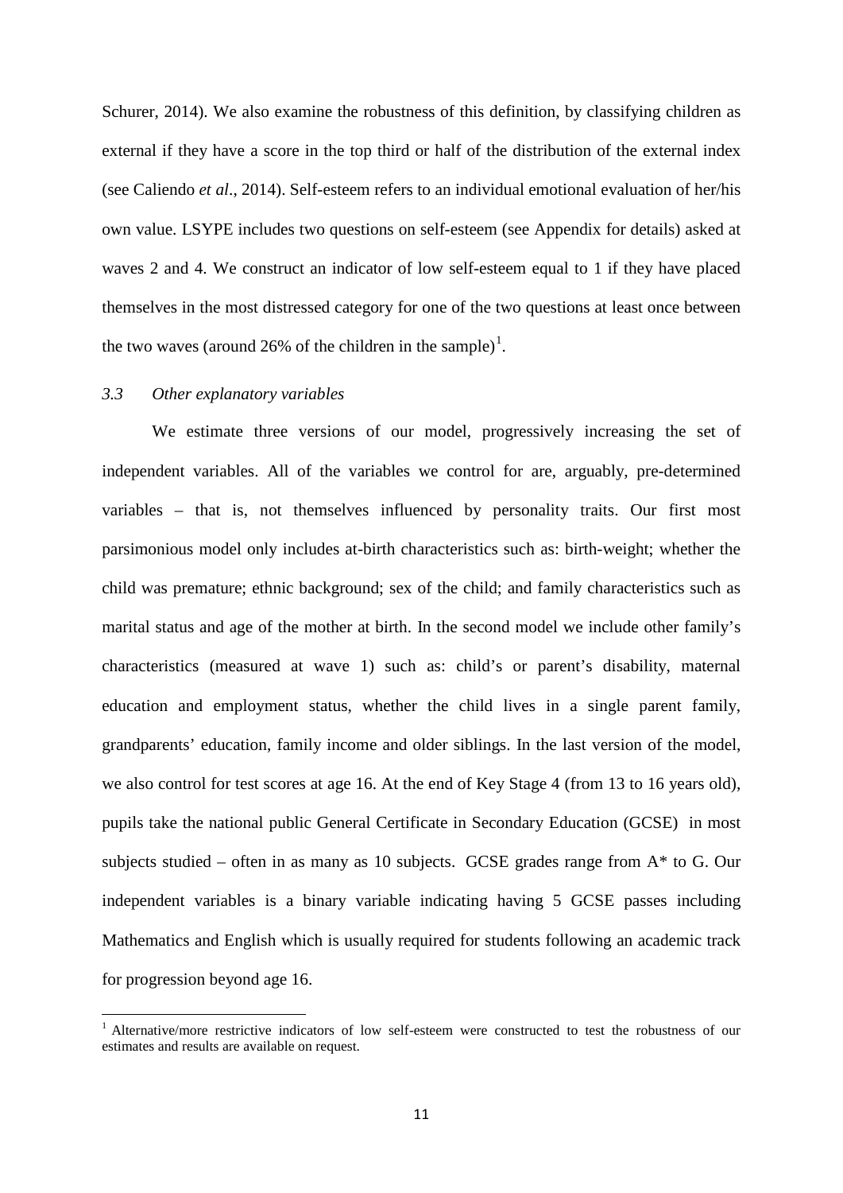Schurer, 2014). We also examine the robustness of this definition, by classifying children as external if they have a score in the top third or half of the distribution of the external index (see Caliendo *et al*., 2014). Self-esteem refers to an individual emotional evaluation of her/his own value. LSYPE includes two questions on self-esteem (see Appendix for details) asked at waves 2 and 4. We construct an indicator of low self-esteem equal to 1 if they have placed themselves in the most distressed category for one of the two questions at least once between the two waves (around 26% of the children in the sample)[1].

### *3.3 Other explanatory variables*

We estimate three versions of our model, progressively increasing the set of independent variables. All of the variables we control for are, arguably, pre-determined variables – that is, not themselves influenced by personality traits. Our first most parsimonious model only includes at-birth characteristics such as: birth-weight; whether the child was premature; ethnic background; sex of the child; and family characteristics such as marital status and age of the mother at birth. In the second model we include other family's characteristics (measured at wave 1) such as: child's or parent's disability, maternal education and employment status, whether the child lives in a single parent family, grandparents' education, family income and older siblings. In the last version of the model, we also control for test scores at age 16. At the end of Key Stage 4 (from 13 to 16 years old), pupils take the national public General Certificate in Secondary Education (GCSE) in most subjects studied – often in as many as 10 subjects. GCSE grades range from A* to G. Our independent variables is a binary variable indicating having 5 GCSE passes including Mathematics and English which is usually required for students following an academic track for progression beyond age 16.

---

[1] Alternative/more restrictive indicators of low self-esteem were constructed to test the robustness of our estimates and results are available on request.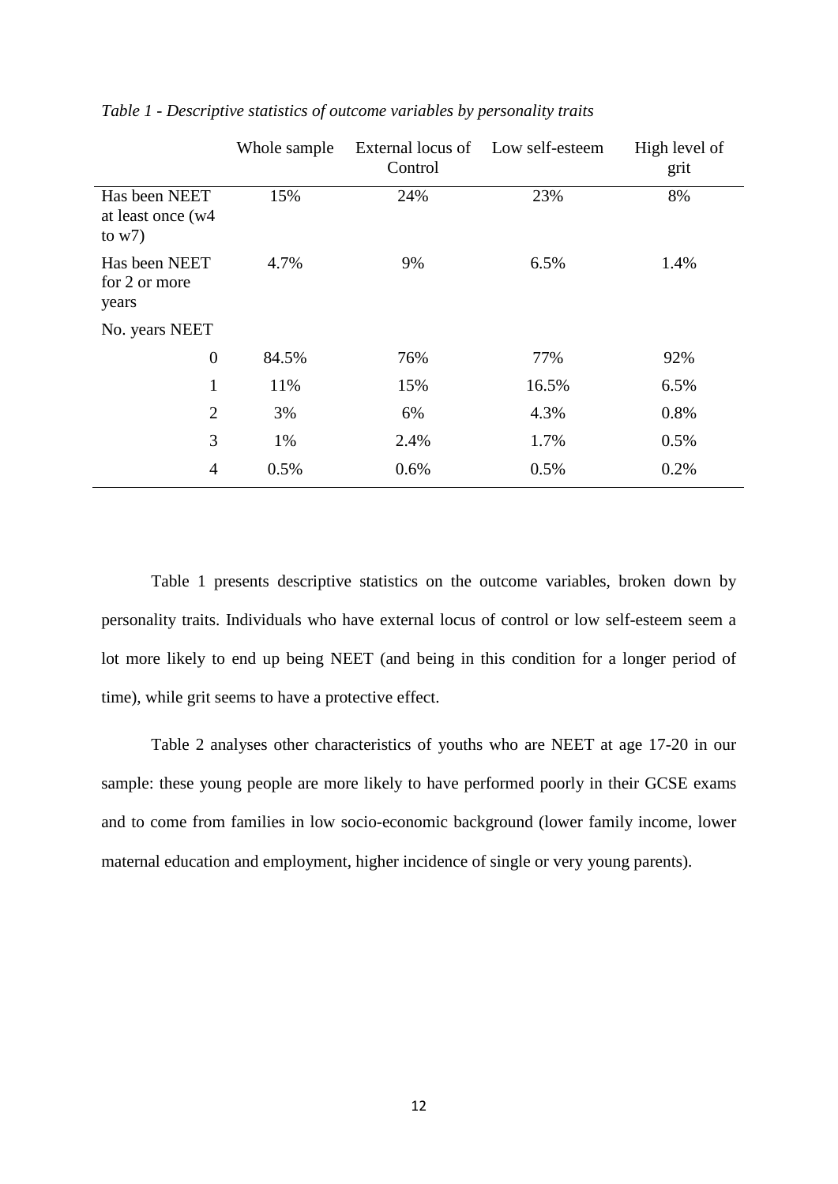*Table 1 - Descriptive statistics of outcome variables by personality traits*

| | Whole sample | External locus of Control | Low self-esteem | High level of grit |
|---|---|---|---|---|
| Has been NEET at least once (w4 to w7) | 15% | 24% | 23% | 8% |
| Has been NEET for 2 or more years | 4.7% | 9% | 6.5% | 1.4% |
| No. years NEET | | | | |
| 0 | 84.5% | 76% | 77% | 92% |
| 1 | 11% | 15% | 16.5% | 6.5% |
| 2 | 3% | 6% | 4.3% | 0.8% |
| 3 | 1% | 2.4% | 1.7% | 0.5% |
| 4 | 0.5% | 0.6% | 0.5% | 0.2% |

Table 1 presents descriptive statistics on the outcome variables, broken down by personality traits. Individuals who have external locus of control or low self-esteem seem a lot more likely to end up being NEET (and being in this condition for a longer period of time), while grit seems to have a protective effect.

Table 2 analyses other characteristics of youths who are NEET at age 17-20 in our sample: these young people are more likely to have performed poorly in their GCSE exams and to come from families in low socio-economic background (lower family income, lower maternal education and employment, higher incidence of single or very young parents).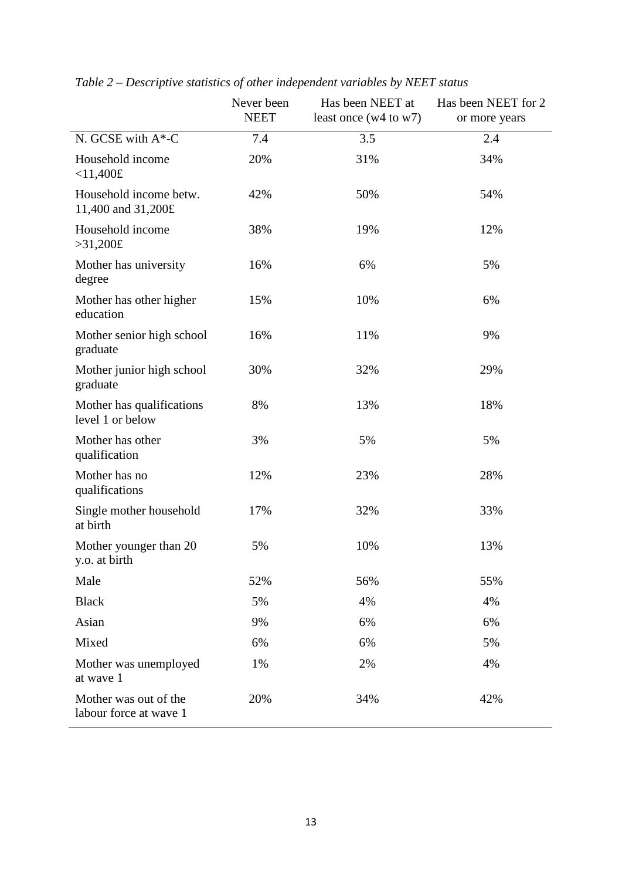*Table 2 – Descriptive statistics of other independent variables by NEET status*

| | Never been NEET | Has been NEET at least once (w4 to w7) | Has been NEET for 2 or more years |
|---|---|---|---|
| N. GCSE with A*-C | 7.4 | 3.5 | 2.4 |
| Household income <11,400£ | 20% | 31% | 34% |
| Household income betw. 11,400 and 31,200£ | 42% | 50% | 54% |
| Household income >31,200£ | 38% | 19% | 12% |
| Mother has university degree | 16% | 6% | 5% |
| Mother has other higher education | 15% | 10% | 6% |
| Mother senior high school graduate | 16% | 11% | 9% |
| Mother junior high school graduate | 30% | 32% | 29% |
| Mother has qualifications level 1 or below | 8% | 13% | 18% |
| Mother has other qualification | 3% | 5% | 5% |
| Mother has no qualifications | 12% | 23% | 28% |
| Single mother household at birth | 17% | 32% | 33% |
| Mother younger than 20 y.o. at birth | 5% | 10% | 13% |
| Male | 52% | 56% | 55% |
| Black | 5% | 4% | 4% |
| Asian | 9% | 6% | 6% |
| Mixed | 6% | 6% | 5% |
| Mother was unemployed at wave 1 | 1% | 2% | 4% |
| Mother was out of the labour force at wave 1 | 20% | 34% | 42% |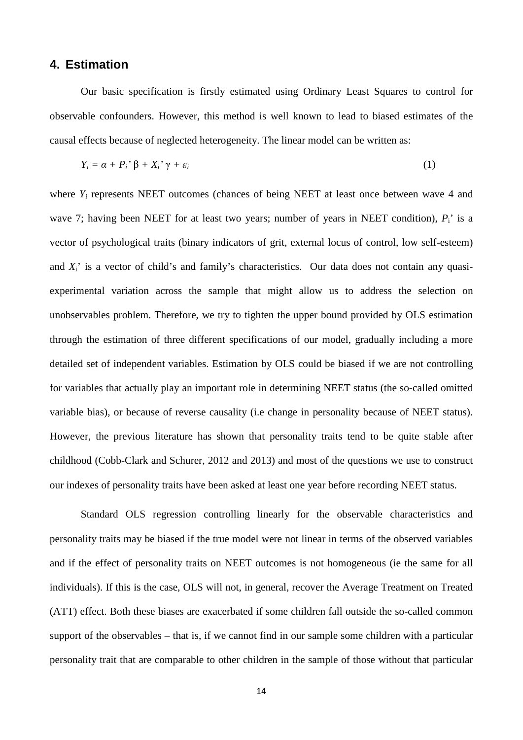## 4. Estimation

Our basic specification is firstly estimated using Ordinary Least Squares to control for observable confounders. However, this method is well known to lead to biased estimates of the causal effects because of neglected heterogeneity. The linear model can be written as:

$$Y_i = \alpha + P_i'\beta + X_i'\gamma + \varepsilon_i \tag{1}$$

where $Y_i$ represents NEET outcomes (chances of being NEET at least once between wave 4 and wave 7; having been NEET for at least two years; number of years in NEET condition), $P_i'$ is a vector of psychological traits (binary indicators of grit, external locus of control, low self-esteem) and $X_i'$ is a vector of child's and family's characteristics. Our data does not contain any quasi-experimental variation across the sample that might allow us to address the selection on unobservables problem. Therefore, we try to tighten the upper bound provided by OLS estimation through the estimation of three different specifications of our model, gradually including a more detailed set of independent variables. Estimation by OLS could be biased if we are not controlling for variables that actually play an important role in determining NEET status (the so-called omitted variable bias), or because of reverse causality (i.e change in personality because of NEET status). However, the previous literature has shown that personality traits tend to be quite stable after childhood (Cobb-Clark and Schurer, 2012 and 2013) and most of the questions we use to construct our indexes of personality traits have been asked at least one year before recording NEET status.

Standard OLS regression controlling linearly for the observable characteristics and personality traits may be biased if the true model were not linear in terms of the observed variables and if the effect of personality traits on NEET outcomes is not homogeneous (ie the same for all individuals). If this is the case, OLS will not, in general, recover the Average Treatment on Treated (ATT) effect. Both these biases are exacerbated if some children fall outside the so-called common support of the observables – that is, if we cannot find in our sample some children with a particular personality trait that are comparable to other children in the sample of those without that particular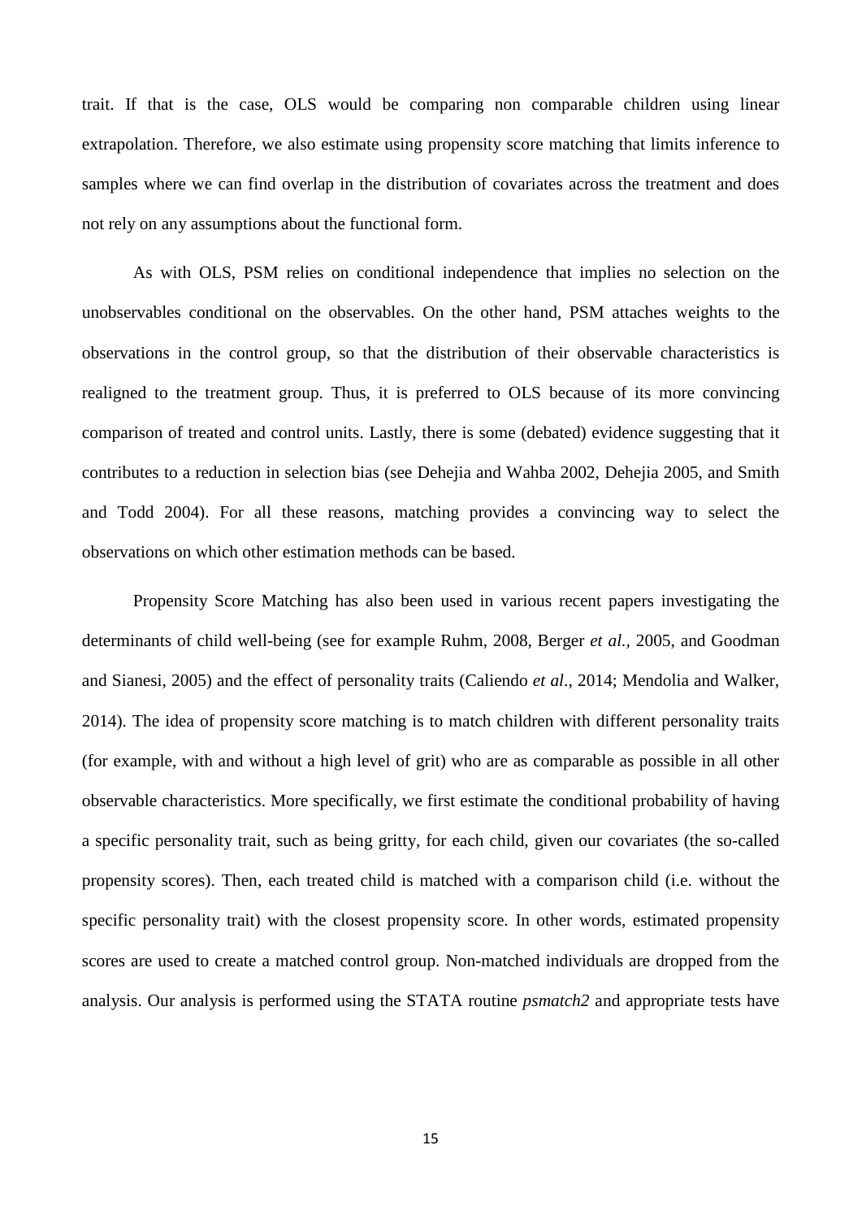trait. If that is the case, OLS would be comparing non comparable children using linear extrapolation. Therefore, we also estimate using propensity score matching that limits inference to samples where we can find overlap in the distribution of covariates across the treatment and does not rely on any assumptions about the functional form.

As with OLS, PSM relies on conditional independence that implies no selection on the unobservables conditional on the observables. On the other hand, PSM attaches weights to the observations in the control group, so that the distribution of their observable characteristics is realigned to the treatment group. Thus, it is preferred to OLS because of its more convincing comparison of treated and control units. Lastly, there is some (debated) evidence suggesting that it contributes to a reduction in selection bias (see Dehejia and Wahba 2002, Dehejia 2005, and Smith and Todd 2004). For all these reasons, matching provides a convincing way to select the observations on which other estimation methods can be based.

Propensity Score Matching has also been used in various recent papers investigating the determinants of child well-being (see for example Ruhm, 2008, Berger *et al.*, 2005, and Goodman and Sianesi, 2005) and the effect of personality traits (Caliendo *et al*., 2014; Mendolia and Walker, 2014). The idea of propensity score matching is to match children with different personality traits (for example, with and without a high level of grit) who are as comparable as possible in all other observable characteristics. More specifically, we first estimate the conditional probability of having a specific personality trait, such as being gritty, for each child, given our covariates (the so-called propensity scores). Then, each treated child is matched with a comparison child (i.e. without the specific personality trait) with the closest propensity score. In other words, estimated propensity scores are used to create a matched control group. Non-matched individuals are dropped from the analysis. Our analysis is performed using the STATA routine *psmatch2* and appropriate tests have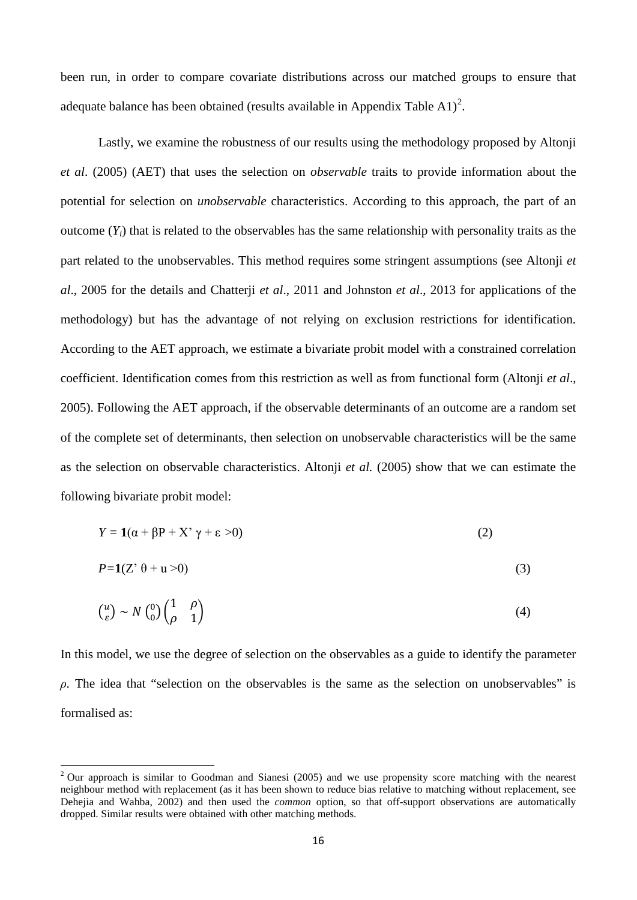been run, in order to compare covariate distributions across our matched groups to ensure that adequate balance has been obtained (results available in Appendix Table A1)[2].

Lastly, we examine the robustness of our results using the methodology proposed by Altonji *et al*. (2005) (AET) that uses the selection on *observable* traits to provide information about the potential for selection on *unobservable* characteristics. According to this approach, the part of an outcome ($Y_i$) that is related to the observables has the same relationship with personality traits as the part related to the unobservables. This method requires some stringent assumptions (see Altonji *et al*., 2005 for the details and Chatterji *et al*., 2011 and Johnston *et al*., 2013 for applications of the methodology) but has the advantage of not relying on exclusion restrictions for identification. According to the AET approach, we estimate a bivariate probit model with a constrained correlation coefficient. Identification comes from this restriction as well as from functional form (Altonji *et al*., 2005). Following the AET approach, if the observable determinants of an outcome are a random set of the complete set of determinants, then selection on unobservable characteristics will be the same as the selection on observable characteristics. Altonji *et al.* (2005) show that we can estimate the following bivariate probit model:

$$Y = \mathbf{1}(\alpha + \beta P + X' \gamma + \varepsilon > 0) \tag{2}$$

$$P = \mathbf{1}(Z' \theta + u > 0) \tag{3}$$

$$\begin{pmatrix} u \\ \varepsilon \end{pmatrix} \sim N \begin{pmatrix} 0 \\ 0 \end{pmatrix} \begin{pmatrix} 1 & \rho \\ \rho & 1 \end{pmatrix} \tag{4}$$

In this model, we use the degree of selection on the observables as a guide to identify the parameter $\rho$. The idea that "selection on the observables is the same as the selection on unobservables" is formalised as:

[2] Our approach is similar to Goodman and Sianesi (2005) and we use propensity score matching with the nearest neighbour method with replacement (as it has been shown to reduce bias relative to matching without replacement, see Dehejia and Wahba, 2002) and then used the *common* option, so that off-support observations are automatically dropped. Similar results were obtained with other matching methods.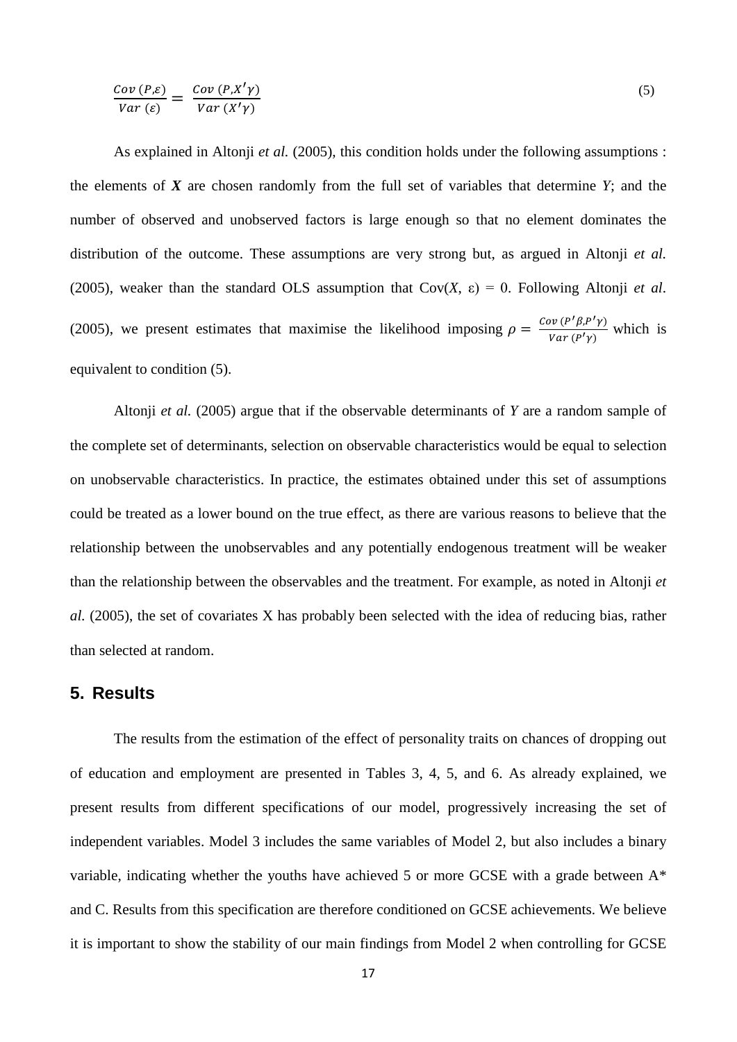$$\frac{Cov\,(P,\varepsilon)}{Var\,(\varepsilon)} = \frac{Cov\,(P,X'\gamma)}{Var\,(X'\gamma)} \tag{5}$$

As explained in Altonji *et al.* (2005), this condition holds under the following assumptions : the elements of $\boldsymbol{X}$ are chosen randomly from the full set of variables that determine $Y$; and the number of observed and unobserved factors is large enough so that no element dominates the distribution of the outcome. These assumptions are very strong but, as argued in Altonji *et al.* (2005), weaker than the standard OLS assumption that $Cov(X, \varepsilon) = 0$. Following Altonji *et al*. (2005), we present estimates that maximise the likelihood imposing $\rho = \frac{Cov\,(P'\beta,P'\gamma)}{Var\,(P'\gamma)}$ which is equivalent to condition (5).

Altonji *et al.* (2005) argue that if the observable determinants of $Y$ are a random sample of the complete set of determinants, selection on observable characteristics would be equal to selection on unobservable characteristics. In practice, the estimates obtained under this set of assumptions could be treated as a lower bound on the true effect, as there are various reasons to believe that the relationship between the unobservables and any potentially endogenous treatment will be weaker than the relationship between the observables and the treatment. For example, as noted in Altonji *et al.* (2005), the set of covariates X has probably been selected with the idea of reducing bias, rather than selected at random.

## 5. Results

The results from the estimation of the effect of personality traits on chances of dropping out of education and employment are presented in Tables 3, 4, 5, and 6. As already explained, we present results from different specifications of our model, progressively increasing the set of independent variables. Model 3 includes the same variables of Model 2, but also includes a binary variable, indicating whether the youths have achieved 5 or more GCSE with a grade between A* and C. Results from this specification are therefore conditioned on GCSE achievements. We believe it is important to show the stability of our main findings from Model 2 when controlling for GCSE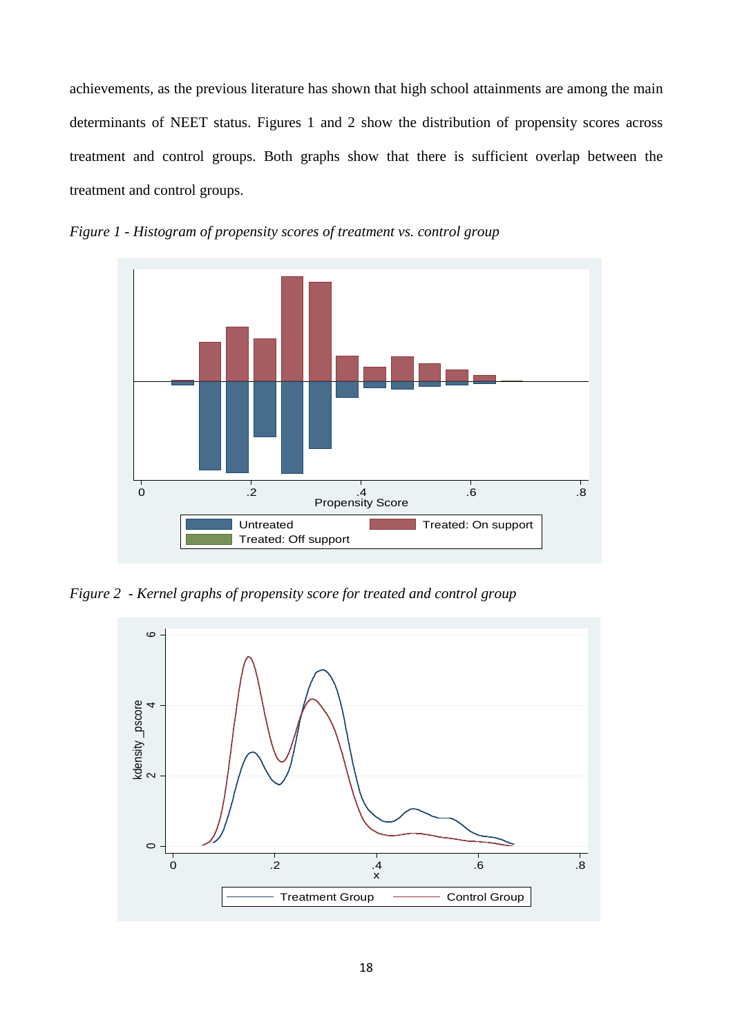achievements, as the previous literature has shown that high school attainments are among the main determinants of NEET status. Figures 1 and 2 show the distribution of propensity scores across treatment and control groups. Both graphs show that there is sufficient overlap between the treatment and control groups.

*Figure 1 - Histogram of propensity scores of treatment vs. control group*

*Figure 2 - Kernel graphs of propensity score for treated and control group*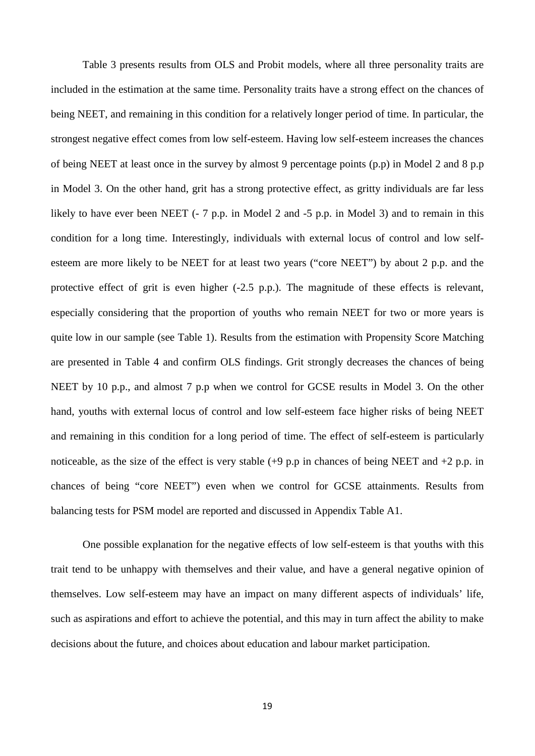Table 3 presents results from OLS and Probit models, where all three personality traits are included in the estimation at the same time. Personality traits have a strong effect on the chances of being NEET, and remaining in this condition for a relatively longer period of time. In particular, the strongest negative effect comes from low self-esteem. Having low self-esteem increases the chances of being NEET at least once in the survey by almost 9 percentage points (p.p) in Model 2 and 8 p.p in Model 3. On the other hand, grit has a strong protective effect, as gritty individuals are far less likely to have ever been NEET (- 7 p.p. in Model 2 and -5 p.p. in Model 3) and to remain in this condition for a long time. Interestingly, individuals with external locus of control and low self-esteem are more likely to be NEET for at least two years ("core NEET") by about 2 p.p. and the protective effect of grit is even higher (-2.5 p.p.). The magnitude of these effects is relevant, especially considering that the proportion of youths who remain NEET for two or more years is quite low in our sample (see Table 1). Results from the estimation with Propensity Score Matching are presented in Table 4 and confirm OLS findings. Grit strongly decreases the chances of being NEET by 10 p.p., and almost 7 p.p when we control for GCSE results in Model 3. On the other hand, youths with external locus of control and low self-esteem face higher risks of being NEET and remaining in this condition for a long period of time. The effect of self-esteem is particularly noticeable, as the size of the effect is very stable (+9 p.p in chances of being NEET and +2 p.p. in chances of being "core NEET") even when we control for GCSE attainments. Results from balancing tests for PSM model are reported and discussed in Appendix Table A1.

One possible explanation for the negative effects of low self-esteem is that youths with this trait tend to be unhappy with themselves and their value, and have a general negative opinion of themselves. Low self-esteem may have an impact on many different aspects of individuals' life, such as aspirations and effort to achieve the potential, and this may in turn affect the ability to make decisions about the future, and choices about education and labour market participation.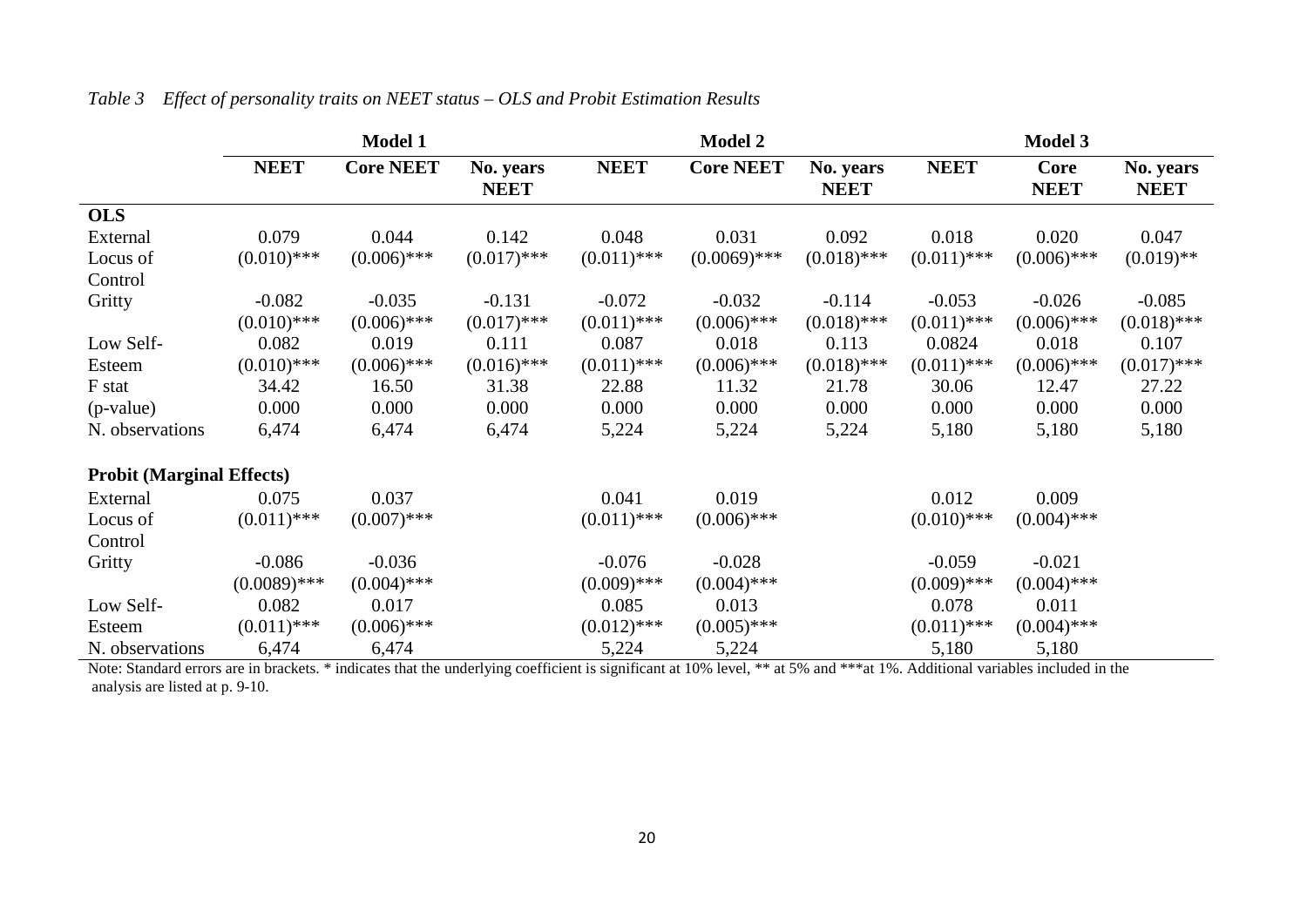*Table 3 Effect of personality traits on NEET status – OLS and Probit Estimation Results*

| | Model 1 | | | Model 2 | | | Model 3 | | |
|---|---|---|---|---|---|---|---|---|---|
| | **NEET** | **Core NEET** | **No. years NEET** | **NEET** | **Core NEET** | **No. years NEET** | **NEET** | **Core NEET** | **No. years NEET** |
| **OLS** | | | | | | | | | |
| External Locus of Control | 0.079 (0.010)*** | 0.044 (0.006)*** | 0.142 (0.017)*** | 0.048 (0.011)*** | 0.031 (0.0069)*** | 0.092 (0.018)*** | 0.018 (0.011)*** | 0.020 (0.006)*** | 0.047 (0.019)** |
| Gritty | -0.082 (0.010)*** | -0.035 (0.006)*** | -0.131 (0.017)*** | -0.072 (0.011)*** | -0.032 (0.006)*** | -0.114 (0.018)*** | -0.053 (0.011)*** | -0.026 (0.006)*** | -0.085 (0.018)*** |
| Low Self-Esteem | 0.082 (0.010)*** | 0.019 (0.006)*** | 0.111 (0.016)*** | 0.087 (0.011)*** | 0.018 (0.006)*** | 0.113 (0.018)*** | 0.0824 (0.011)*** | 0.018 (0.006)*** | 0.107 (0.017)*** |
| F stat | 34.42 | 16.50 | 31.38 | 22.88 | 11.32 | 21.78 | 30.06 | 12.47 | 27.22 |
| (p-value) | 0.000 | 0.000 | 0.000 | 0.000 | 0.000 | 0.000 | 0.000 | 0.000 | 0.000 |
| N. observations | 6,474 | 6,474 | 6,474 | 5,224 | 5,224 | 5,224 | 5,180 | 5,180 | 5,180 |
| **Probit (Marginal Effects)** | | | | | | | | | |
| External Locus of Control | 0.075 (0.011)*** | 0.037 (0.007)*** | | 0.041 (0.011)*** | 0.019 (0.006)*** | | 0.012 (0.010)*** | 0.009 (0.004)*** | |
| Gritty | -0.086 (0.0089)*** | -0.036 (0.004)*** | | -0.076 (0.009)*** | -0.028 (0.004)*** | | -0.059 (0.009)*** | -0.021 (0.004)*** | |
| Low Self-Esteem | 0.082 (0.011)*** | 0.017 (0.006)*** | | 0.085 (0.012)*** | 0.013 (0.005)*** | | 0.078 (0.011)*** | 0.011 (0.004)*** | |
| N. observations | 6,474 | 6,474 | | 5,224 | 5,224 | | 5,180 | 5,180 | |

Note: Standard errors are in brackets. * indicates that the underlying coefficient is significant at 10% level, ** at 5% and ***at 1%. Additional variables included in the analysis are listed at p. 9-10.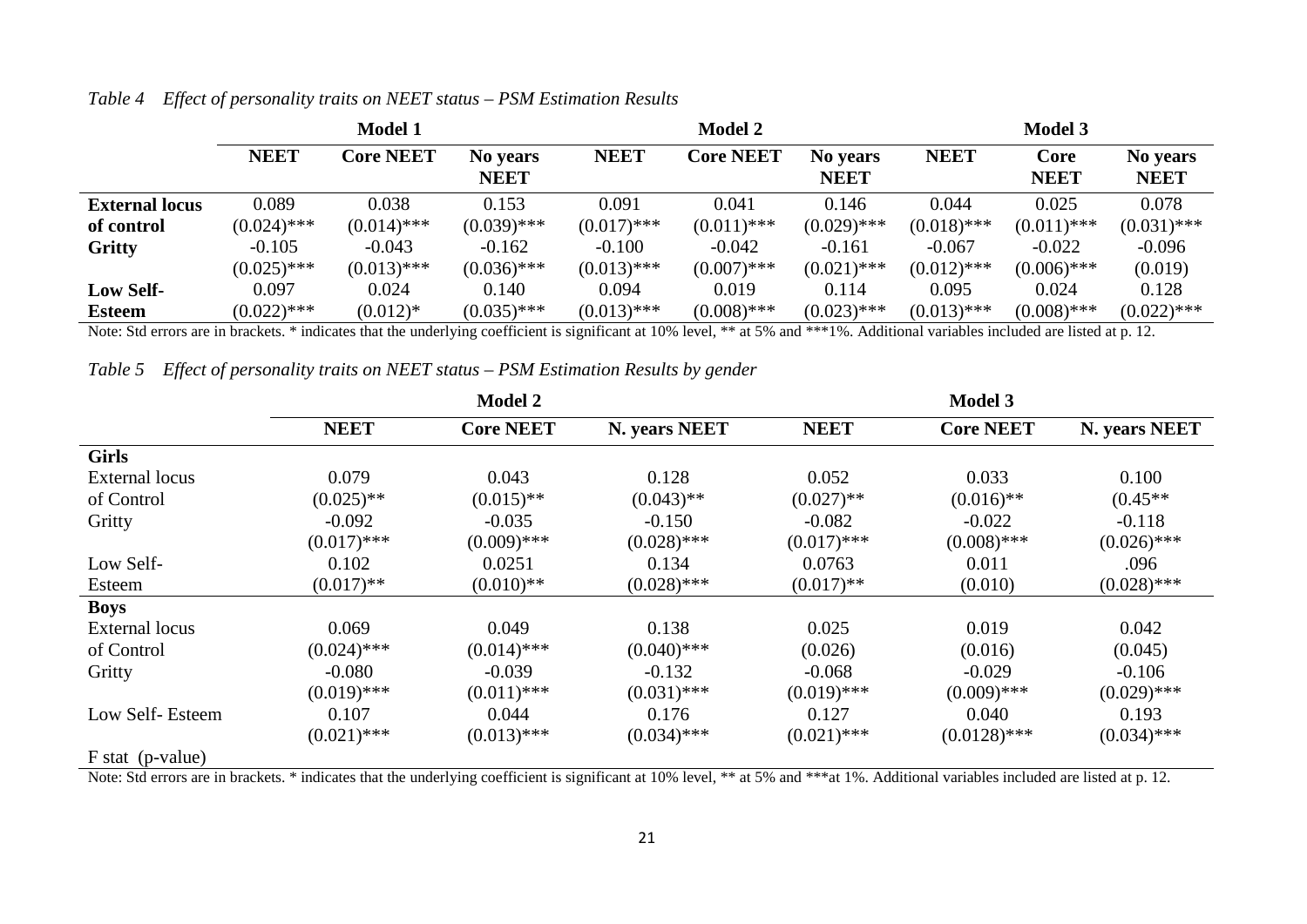*Table 4 Effect of personality traits on NEET status – PSM Estimation Results*

| | Model 1 | | | Model 2 | | | Model 3 | | |
|---|---|---|---|---|---|---|---|---|---|
| | **NEET** | **Core NEET** | **No years NEET** | **NEET** | **Core NEET** | **No years NEET** | **NEET** | **Core NEET** | **No years NEET** |
| **External locus of control** | 0.089 (0.024)*** | 0.038 (0.014)*** | 0.153 (0.039)*** | 0.091 (0.017)*** | 0.041 (0.011)*** | 0.146 (0.029)*** | 0.044 (0.018)*** | 0.025 (0.011)*** | 0.078 (0.031)*** |
| **Gritty** | -0.105 (0.025)*** | -0.043 (0.013)*** | -0.162 (0.036)*** | -0.100 (0.013)*** | -0.042 (0.007)*** | -0.161 (0.021)*** | -0.067 (0.012)*** | -0.022 (0.006)*** | -0.096 (0.019) |
| **Low Self-Esteem** | 0.097 (0.022)*** | 0.024 (0.012)* | 0.140 (0.035)*** | 0.094 (0.013)*** | 0.019 (0.008)*** | 0.114 (0.023)*** | 0.095 (0.013)*** | 0.024 (0.008)*** | 0.128 (0.022)*** |

Note: Std errors are in brackets. * indicates that the underlying coefficient is significant at 10% level, ** at 5% and ***1%. Additional variables included are listed at p. 12.

*Table 5 Effect of personality traits on NEET status – PSM Estimation Results by gender*

| | Model 2 | | | Model 3 | | |
|---|---|---|---|---|---|---|
| | **NEET** | **Core NEET** | **N. years NEET** | **NEET** | **Core NEET** | **N. years NEET** |
| **Girls** | | | | | | |
| External locus of Control | 0.079 (0.025)** | 0.043 (0.015)** | 0.128 (0.043)** | 0.052 (0.027)** | 0.033 (0.016)** | 0.100 (0.45** |
| Gritty | -0.092 (0.017)*** | -0.035 (0.009)*** | -0.150 (0.028)*** | -0.082 (0.017)*** | -0.022 (0.008)*** | -0.118 (0.026)*** |
| Low Self-Esteem | 0.102 (0.017)** | 0.0251 (0.010)** | 0.134 (0.028)*** | 0.0763 (0.017)** | 0.011 (0.010) | .096 (0.028)*** |
| **Boys** | | | | | | |
| External locus of Control | 0.069 (0.024)*** | 0.049 (0.014)*** | 0.138 (0.040)*** | 0.025 (0.026) | 0.019 (0.016) | 0.042 (0.045) |
| Gritty | -0.080 (0.019)*** | -0.039 (0.011)*** | -0.132 (0.031)*** | -0.068 (0.019)*** | -0.029 (0.009)*** | -0.106 (0.029)*** |
| Low Self- Esteem | 0.107 (0.021)*** | 0.044 (0.013)*** | 0.176 (0.034)*** | 0.127 (0.021)*** | 0.040 (0.0128)*** | 0.193 (0.034)*** |
| F stat (p-value) | | | | | | |

Note: Std errors are in brackets. * indicates that the underlying coefficient is significant at 10% level, ** at 5% and ***at 1%. Additional variables included are listed at p. 12.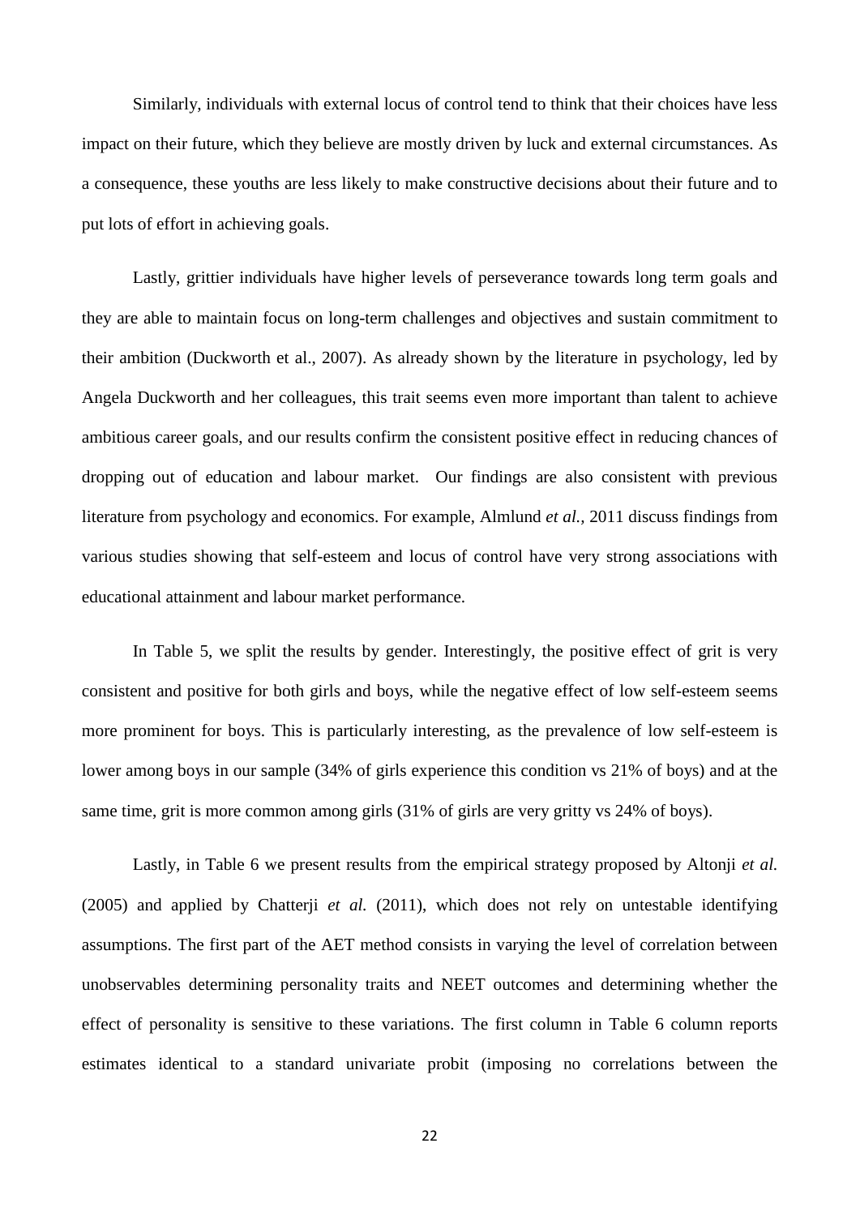Similarly, individuals with external locus of control tend to think that their choices have less impact on their future, which they believe are mostly driven by luck and external circumstances. As a consequence, these youths are less likely to make constructive decisions about their future and to put lots of effort in achieving goals.

Lastly, grittier individuals have higher levels of perseverance towards long term goals and they are able to maintain focus on long-term challenges and objectives and sustain commitment to their ambition (Duckworth et al., 2007). As already shown by the literature in psychology, led by Angela Duckworth and her colleagues, this trait seems even more important than talent to achieve ambitious career goals, and our results confirm the consistent positive effect in reducing chances of dropping out of education and labour market. Our findings are also consistent with previous literature from psychology and economics. For example, Almlund *et al.*, 2011 discuss findings from various studies showing that self-esteem and locus of control have very strong associations with educational attainment and labour market performance.

In Table 5, we split the results by gender. Interestingly, the positive effect of grit is very consistent and positive for both girls and boys, while the negative effect of low self-esteem seems more prominent for boys. This is particularly interesting, as the prevalence of low self-esteem is lower among boys in our sample (34% of girls experience this condition vs 21% of boys) and at the same time, grit is more common among girls (31% of girls are very gritty vs 24% of boys).

Lastly, in Table 6 we present results from the empirical strategy proposed by Altonji *et al.* (2005) and applied by Chatterji *et al.* (2011), which does not rely on untestable identifying assumptions. The first part of the AET method consists in varying the level of correlation between unobservables determining personality traits and NEET outcomes and determining whether the effect of personality is sensitive to these variations. The first column in Table 6 column reports estimates identical to a standard univariate probit (imposing no correlations between the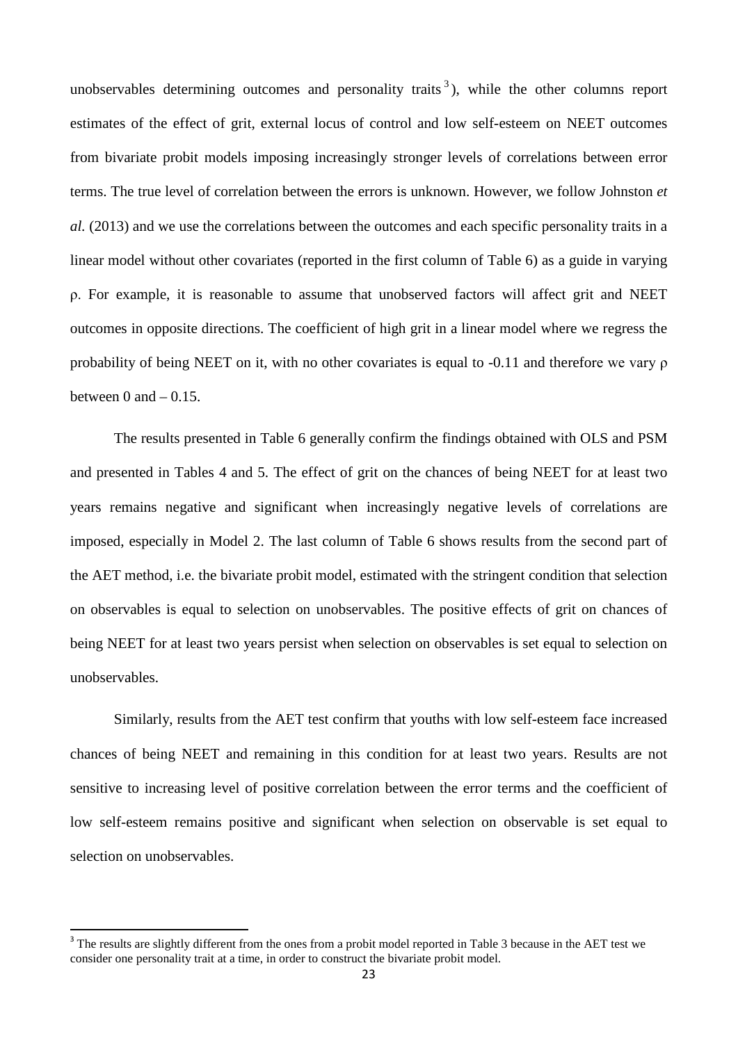unobservables determining outcomes and personality traits[3]), while the other columns report estimates of the effect of grit, external locus of control and low self-esteem on NEET outcomes from bivariate probit models imposing increasingly stronger levels of correlations between error terms. The true level of correlation between the errors is unknown. However, we follow Johnston *et al.* (2013) and we use the correlations between the outcomes and each specific personality traits in a linear model without other covariates (reported in the first column of Table 6) as a guide in varying $\rho$. For example, it is reasonable to assume that unobserved factors will affect grit and NEET outcomes in opposite directions. The coefficient of high grit in a linear model where we regress the probability of being NEET on it, with no other covariates is equal to -0.11 and therefore we vary $\rho$ between 0 and – 0.15.

The results presented in Table 6 generally confirm the findings obtained with OLS and PSM and presented in Tables 4 and 5. The effect of grit on the chances of being NEET for at least two years remains negative and significant when increasingly negative levels of correlations are imposed, especially in Model 2. The last column of Table 6 shows results from the second part of the AET method, i.e. the bivariate probit model, estimated with the stringent condition that selection on observables is equal to selection on unobservables. The positive effects of grit on chances of being NEET for at least two years persist when selection on observables is set equal to selection on unobservables.

Similarly, results from the AET test confirm that youths with low self-esteem face increased chances of being NEET and remaining in this condition for at least two years. Results are not sensitive to increasing level of positive correlation between the error terms and the coefficient of low self-esteem remains positive and significant when selection on observable is set equal to selection on unobservables.

[3] The results are slightly different from the ones from a probit model reported in Table 3 because in the AET test we consider one personality trait at a time, in order to construct the bivariate probit model.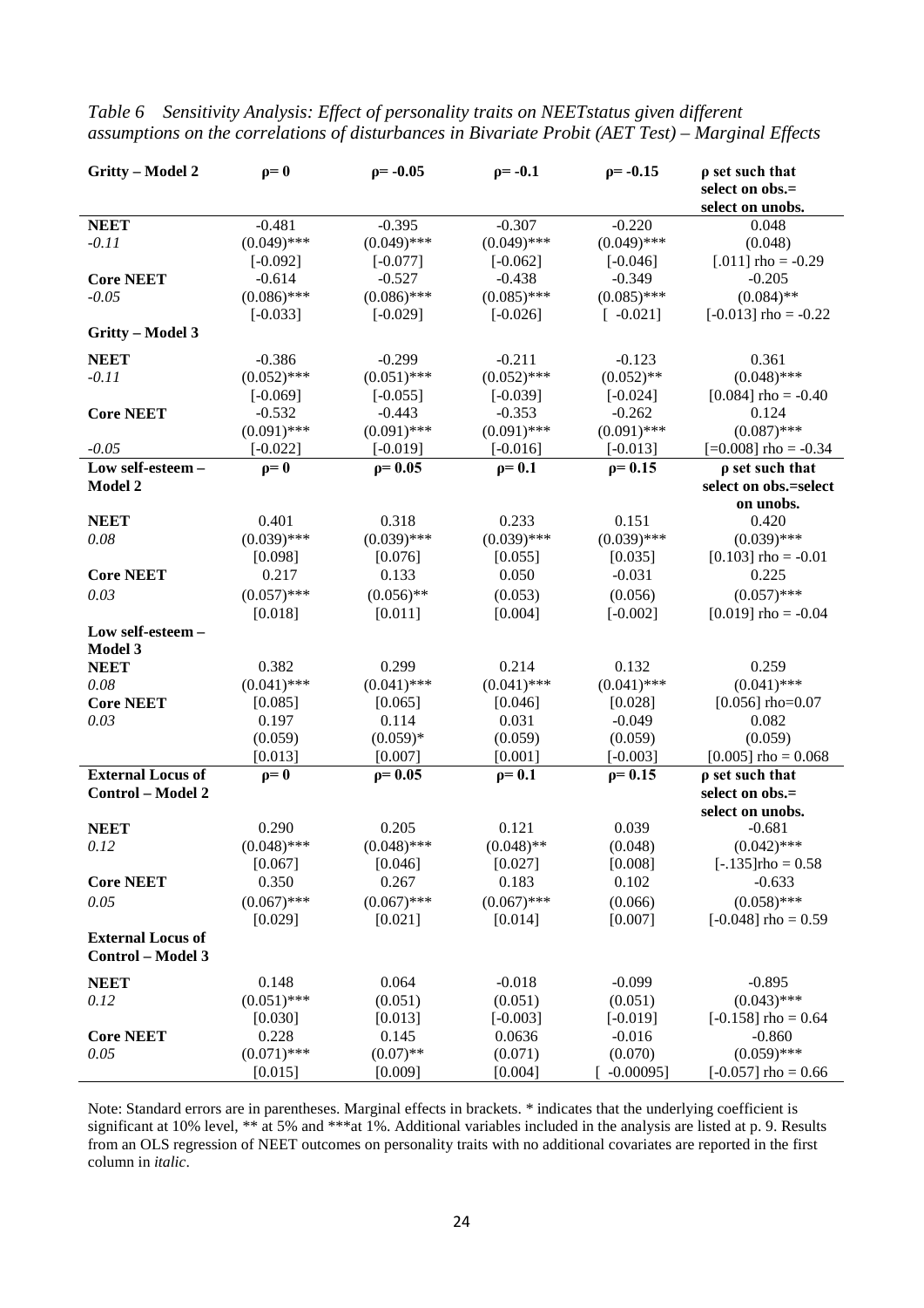*Table 6 Sensitivity Analysis: Effect of personality traits on NEETstatus given different assumptions on the correlations of disturbances in Bivariate Probit (AET Test) – Marginal Effects*

| **Gritty – Model 2** | **ρ= 0** | **ρ= -0.05** | **ρ= -0.1** | **ρ= -0.15** | **ρ set such that select on obs.= select on unobs.** |
|---|---|---|---|---|---|
| **NEET** | -0.481 | -0.395 | -0.307 | -0.220 | 0.048 |
| *-0.11* | (0.049)*** | (0.049)*** | (0.049)*** | (0.049)*** | (0.048) |
| | [-0.092] | [-0.077] | [-0.062] | [-0.046] | [.011] rho = -0.29 |
| **Core NEET** | -0.614 | -0.527 | -0.438 | -0.349 | -0.205 |
| *-0.05* | (0.086)*** | (0.086)*** | (0.085)*** | (0.085)*** | (0.084)** |
| | [-0.033] | [-0.029] | [-0.026] | [ -0.021] | [-0.013] rho = -0.22 |
| **Gritty – Model 3** | | | | | |
| **NEET** | -0.386 | -0.299 | -0.211 | -0.123 | 0.361 |
| *-0.11* | (0.052)*** | (0.051)*** | (0.052)*** | (0.052)** | (0.048)*** |
| | [-0.069] | [-0.055] | [-0.039] | [-0.024] | [0.084] rho = -0.40 |
| **Core NEET** | -0.532 | -0.443 | -0.353 | -0.262 | 0.124 |
| | (0.091)*** | (0.091)*** | (0.091)*** | (0.091)*** | (0.087)*** |
| *-0.05* | [-0.022] | [-0.019] | [-0.016] | [-0.013] | [=0.008] rho = -0.34 |
| **Low self-esteem – Model 2** | **ρ= 0** | **ρ= 0.05** | **ρ= 0.1** | **ρ= 0.15** | **ρ set such that select on obs.=select on unobs.** |
| **NEET** | 0.401 | 0.318 | 0.233 | 0.151 | 0.420 |
| *0.08* | (0.039)*** | (0.039)*** | (0.039)*** | (0.039)*** | (0.039)*** |
| | [0.098] | [0.076] | [0.055] | [0.035] | [0.103] rho = -0.01 |
| **Core NEET** | 0.217 | 0.133 | 0.050 | -0.031 | 0.225 |
| *0.03* | (0.057)*** | (0.056)** | (0.053) | (0.056) | (0.057)*** |
| | [0.018] | [0.011] | [0.004] | [-0.002] | [0.019] rho = -0.04 |
| **Low self-esteem – Model 3** | | | | | |
| **NEET** | 0.382 | 0.299 | 0.214 | 0.132 | 0.259 |
| *0.08* | (0.041)*** | (0.041)*** | (0.041)*** | (0.041)*** | (0.041)*** |
| **Core NEET** | [0.085] | [0.065] | [0.046] | [0.028] | [0.056] rho=0.07 |
| *0.03* | 0.197 | 0.114 | 0.031 | -0.049 | 0.082 |
| | (0.059) | (0.059)* | (0.059) | (0.059) | (0.059) |
| | [0.013] | [0.007] | [0.001] | [-0.003] | [0.005] rho = 0.068 |
| **External Locus of Control – Model 2** | **ρ= 0** | **ρ= 0.05** | **ρ= 0.1** | **ρ= 0.15** | **ρ set such that select on obs.= select on unobs.** |
| **NEET** | 0.290 | 0.205 | 0.121 | 0.039 | -0.681 |
| *0.12* | (0.048)*** | (0.048)*** | (0.048)** | (0.048) | (0.042)*** |
| | [0.067] | [0.046] | [0.027] | [0.008] | [-.135]rho = 0.58 |
| **Core NEET** | 0.350 | 0.267 | 0.183 | 0.102 | -0.633 |
| *0.05* | (0.067)*** | (0.067)*** | (0.067)*** | (0.066) | (0.058)*** |
| | [0.029] | [0.021] | [0.014] | [0.007] | [-0.048] rho = 0.59 |
| **External Locus of Control – Model 3** | | | | | |
| **NEET** | 0.148 | 0.064 | -0.018 | -0.099 | -0.895 |
| *0.12* | (0.051)*** | (0.051) | (0.051) | (0.051) | (0.043)*** |
| | [0.030] | [0.013] | [-0.003] | [-0.019] | [-0.158] rho = 0.64 |
| **Core NEET** | 0.228 | 0.145 | 0.0636 | -0.016 | -0.860 |
| *0.05* | (0.071)*** | (0.07)** | (0.071) | (0.070) | (0.059)*** |
| | [0.015] | [0.009] | [0.004] | [ -0.00095] | [-0.057] rho = 0.66 |

Note: Standard errors are in parentheses. Marginal effects in brackets. * indicates that the underlying coefficient is significant at 10% level, ** at 5% and ***at 1%. Additional variables included in the analysis are listed at p. 9. Results from an OLS regression of NEET outcomes on personality traits with no additional covariates are reported in the first column in *italic*.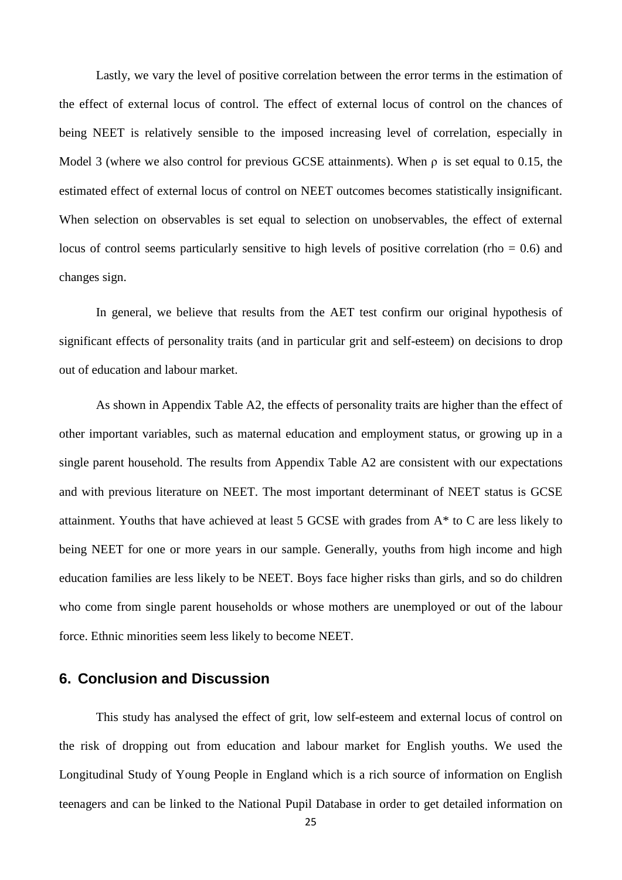Lastly, we vary the level of positive correlation between the error terms in the estimation of the effect of external locus of control. The effect of external locus of control on the chances of being NEET is relatively sensible to the imposed increasing level of correlation, especially in Model 3 (where we also control for previous GCSE attainments). When $\rho$ is set equal to 0.15, the estimated effect of external locus of control on NEET outcomes becomes statistically insignificant. When selection on observables is set equal to selection on unobservables, the effect of external locus of control seems particularly sensitive to high levels of positive correlation (rho = 0.6) and changes sign.

In general, we believe that results from the AET test confirm our original hypothesis of significant effects of personality traits (and in particular grit and self-esteem) on decisions to drop out of education and labour market.

As shown in Appendix Table A2, the effects of personality traits are higher than the effect of other important variables, such as maternal education and employment status, or growing up in a single parent household. The results from Appendix Table A2 are consistent with our expectations and with previous literature on NEET. The most important determinant of NEET status is GCSE attainment. Youths that have achieved at least 5 GCSE with grades from A* to C are less likely to being NEET for one or more years in our sample. Generally, youths from high income and high education families are less likely to be NEET. Boys face higher risks than girls, and so do children who come from single parent households or whose mothers are unemployed or out of the labour force. Ethnic minorities seem less likely to become NEET.

## 6. Conclusion and Discussion

This study has analysed the effect of grit, low self-esteem and external locus of control on the risk of dropping out from education and labour market for English youths. We used the Longitudinal Study of Young People in England which is a rich source of information on English teenagers and can be linked to the National Pupil Database in order to get detailed information on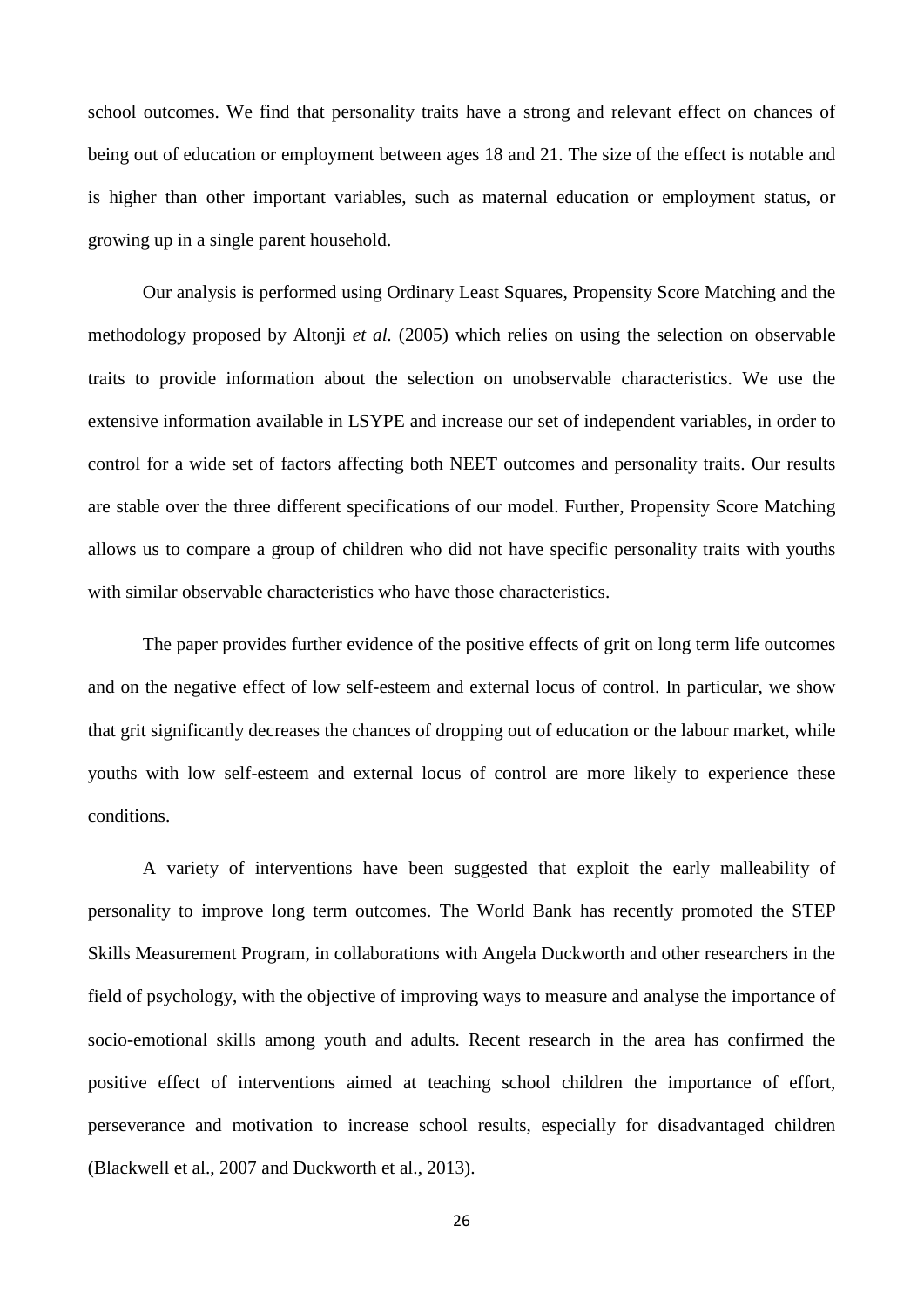school outcomes. We find that personality traits have a strong and relevant effect on chances of being out of education or employment between ages 18 and 21. The size of the effect is notable and is higher than other important variables, such as maternal education or employment status, or growing up in a single parent household.

Our analysis is performed using Ordinary Least Squares, Propensity Score Matching and the methodology proposed by Altonji *et al.* (2005) which relies on using the selection on observable traits to provide information about the selection on unobservable characteristics. We use the extensive information available in LSYPE and increase our set of independent variables, in order to control for a wide set of factors affecting both NEET outcomes and personality traits. Our results are stable over the three different specifications of our model. Further, Propensity Score Matching allows us to compare a group of children who did not have specific personality traits with youths with similar observable characteristics who have those characteristics.

The paper provides further evidence of the positive effects of grit on long term life outcomes and on the negative effect of low self-esteem and external locus of control. In particular, we show that grit significantly decreases the chances of dropping out of education or the labour market, while youths with low self-esteem and external locus of control are more likely to experience these conditions.

A variety of interventions have been suggested that exploit the early malleability of personality to improve long term outcomes. The World Bank has recently promoted the STEP Skills Measurement Program, in collaborations with Angela Duckworth and other researchers in the field of psychology, with the objective of improving ways to measure and analyse the importance of socio-emotional skills among youth and adults. Recent research in the area has confirmed the positive effect of interventions aimed at teaching school children the importance of effort, perseverance and motivation to increase school results, especially for disadvantaged children (Blackwell et al., 2007 and Duckworth et al., 2013).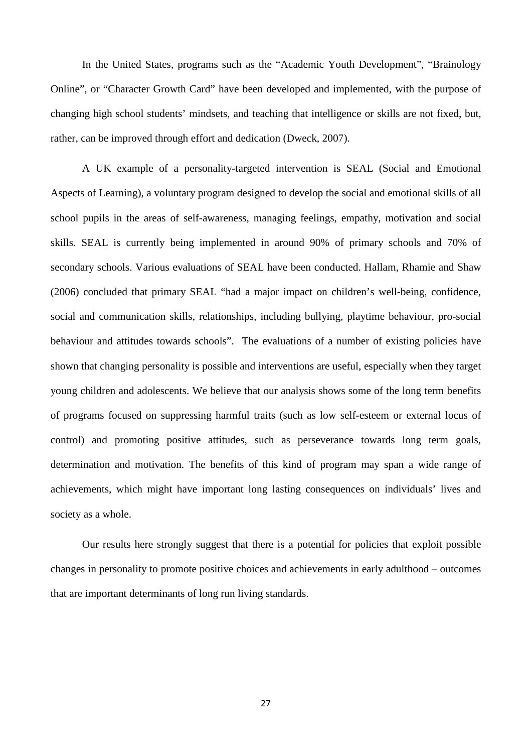In the United States, programs such as the "Academic Youth Development", "Brainology Online", or "Character Growth Card" have been developed and implemented, with the purpose of changing high school students' mindsets, and teaching that intelligence or skills are not fixed, but, rather, can be improved through effort and dedication (Dweck, 2007).

A UK example of a personality-targeted intervention is SEAL (Social and Emotional Aspects of Learning), a voluntary program designed to develop the social and emotional skills of all school pupils in the areas of self-awareness, managing feelings, empathy, motivation and social skills. SEAL is currently being implemented in around 90% of primary schools and 70% of secondary schools. Various evaluations of SEAL have been conducted. Hallam, Rhamie and Shaw (2006) concluded that primary SEAL "had a major impact on children's well-being, confidence, social and communication skills, relationships, including bullying, playtime behaviour, pro-social behaviour and attitudes towards schools". The evaluations of a number of existing policies have shown that changing personality is possible and interventions are useful, especially when they target young children and adolescents. We believe that our analysis shows some of the long term benefits of programs focused on suppressing harmful traits (such as low self-esteem or external locus of control) and promoting positive attitudes, such as perseverance towards long term goals, determination and motivation. The benefits of this kind of program may span a wide range of achievements, which might have important long lasting consequences on individuals' lives and society as a whole.

Our results here strongly suggest that there is a potential for policies that exploit possible changes in personality to promote positive choices and achievements in early adulthood – outcomes that are important determinants of long run living standards.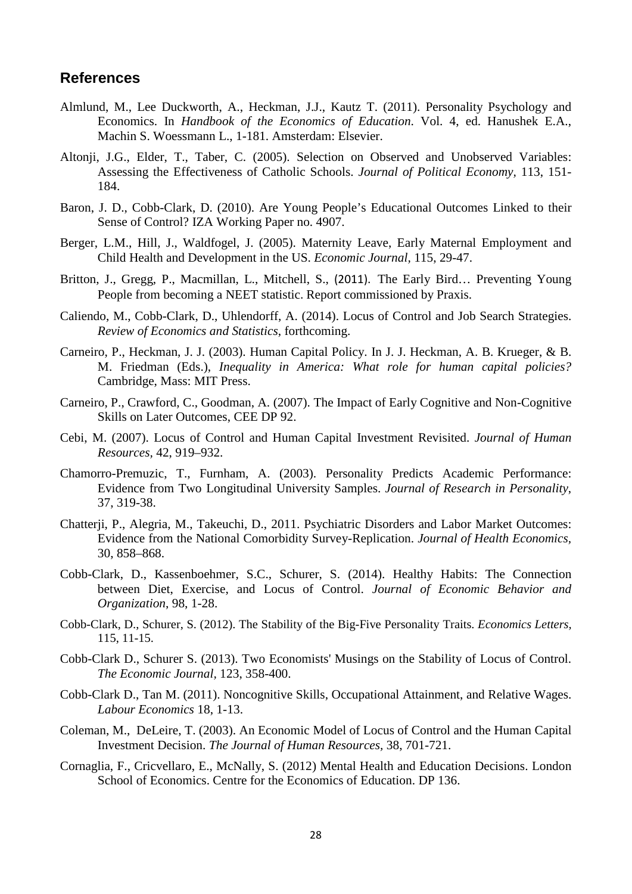## References

Almlund, M., Lee Duckworth, A., Heckman, J.J., Kautz T. (2011). Personality Psychology and Economics. In *Handbook of the Economics of Education*. Vol. 4, ed. Hanushek E.A., Machin S. Woessmann L., 1-181. Amsterdam: Elsevier.

Altonji, J.G., Elder, T., Taber, C. (2005). Selection on Observed and Unobserved Variables: Assessing the Effectiveness of Catholic Schools. *Journal of Political Economy*, 113, 151-184.

Baron, J. D., Cobb-Clark, D. (2010). Are Young People's Educational Outcomes Linked to their Sense of Control? IZA Working Paper no. 4907.

Berger, L.M., Hill, J., Waldfogel, J. (2005). Maternity Leave, Early Maternal Employment and Child Health and Development in the US. *Economic Journal*, 115, 29-47.

Britton, J., Gregg, P., Macmillan, L., Mitchell, S., (2011). The Early Bird… Preventing Young People from becoming a NEET statistic. Report commissioned by Praxis.

Caliendo, M., Cobb-Clark, D., Uhlendorff, A. (2014). Locus of Control and Job Search Strategies. *Review of Economics and Statistics*, forthcoming.

Carneiro, P., Heckman, J. J. (2003). Human Capital Policy. In J. J. Heckman, A. B. Krueger, & B. M. Friedman (Eds.), *Inequality in America: What role for human capital policies?* Cambridge, Mass: MIT Press.

Carneiro, P., Crawford, C., Goodman, A. (2007). The Impact of Early Cognitive and Non-Cognitive Skills on Later Outcomes, CEE DP 92.

Cebi, M. (2007). Locus of Control and Human Capital Investment Revisited. *Journal of Human Resources*, 42, 919–932.

Chamorro-Premuzic, T., Furnham, A. (2003). Personality Predicts Academic Performance: Evidence from Two Longitudinal University Samples. *Journal of Research in Personality*, 37, 319-38.

Chatterji, P., Alegria, M., Takeuchi, D., 2011. Psychiatric Disorders and Labor Market Outcomes: Evidence from the National Comorbidity Survey-Replication. *Journal of Health Economics*, 30, 858–868.

Cobb-Clark, D., Kassenboehmer, S.C., Schurer, S. (2014). Healthy Habits: The Connection between Diet, Exercise, and Locus of Control. *Journal of Economic Behavior and Organization*, 98, 1-28.

Cobb-Clark, D., Schurer, S. (2012). The Stability of the Big-Five Personality Traits. *Economics Letters*, 115, 11-15.

Cobb-Clark D., Schurer S. (2013). Two Economists' Musings on the Stability of Locus of Control. *The Economic Journal*, 123, 358-400.

Cobb-Clark D., Tan M. (2011). Noncognitive Skills, Occupational Attainment, and Relative Wages. *Labour Economics* 18, 1-13.

Coleman, M., DeLeire, T. (2003). An Economic Model of Locus of Control and the Human Capital Investment Decision. *The Journal of Human Resources*, 38, 701-721.

Cornaglia, F., Cricvellaro, E., McNally, S. (2012) Mental Health and Education Decisions. London School of Economics. Centre for the Economics of Education. DP 136.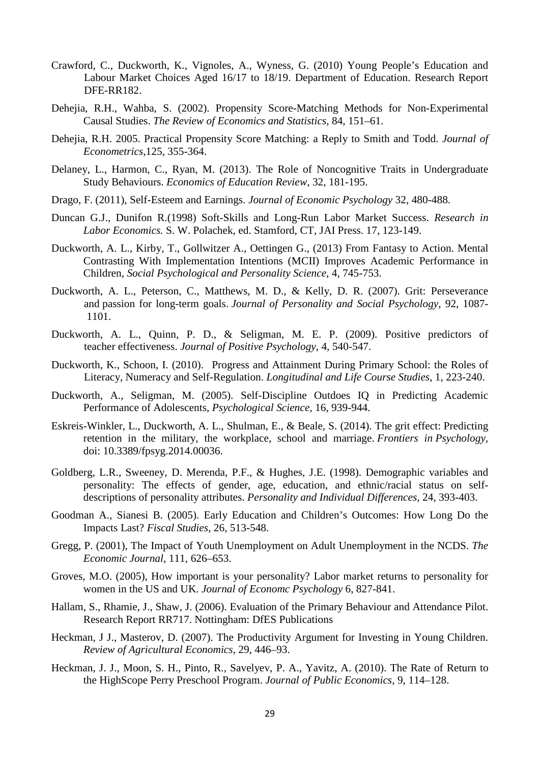Crawford, C., Duckworth, K., Vignoles, A., Wyness, G. (2010) Young People's Education and Labour Market Choices Aged 16/17 to 18/19. Department of Education. Research Report DFE-RR182.

Dehejia, R.H., Wahba, S. (2002). Propensity Score-Matching Methods for Non-Experimental Causal Studies. *The Review of Economics and Statistics,* 84, 151–61.

Dehejia, R.H. 2005. Practical Propensity Score Matching: a Reply to Smith and Todd. *Journal of Econometrics*,125, 355-364.

Delaney, L., Harmon, C., Ryan, M. (2013). The Role of Noncognitive Traits in Undergraduate Study Behaviours. *Economics of Education Review*, 32, 181-195.

Drago, F. (2011), Self-Esteem and Earnings. *Journal of Economic Psychology* 32, 480-488.

Duncan G.J., Dunifon R.(1998) Soft-Skills and Long-Run Labor Market Success. *Research in Labor Economics.* S. W. Polachek, ed. Stamford, CT, JAI Press. 17, 123-149.

Duckworth, A. L., Kirby, T., Gollwitzer A., Oettingen G., (2013) From Fantasy to Action. Mental Contrasting With Implementation Intentions (MCII) Improves Academic Performance in Children, *Social Psychological and Personality Science,* 4, 745-753.

Duckworth, A. L., Peterson, C., Matthews, M. D., & Kelly, D. R. (2007). Grit: Perseverance and passion for long-term goals. *Journal of Personality and Social Psychology*, 92, 1087-1101.

Duckworth, A. L., Quinn, P. D., & Seligman, M. E. P. (2009). Positive predictors of teacher effectiveness. *Journal of Positive Psychology*, 4, 540-547.

Duckworth, K., Schoon, I. (2010). Progress and Attainment During Primary School: the Roles of Literacy, Numeracy and Self-Regulation. *Longitudinal and Life Course Studies*, 1, 223-240.

Duckworth, A., Seligman, M. (2005). Self-Discipline Outdoes IQ in Predicting Academic Performance of Adolescents, *Psychological Science*, 16, 939-944.

Eskreis-Winkler, L., Duckworth, A. L., Shulman, E., & Beale, S. (2014). The grit effect: Predicting retention in the military, the workplace, school and marriage. *Frontiers in Psychology*, doi: 10.3389/fpsyg.2014.00036.

Goldberg, L.R., Sweeney, D. Merenda, P.F., & Hughes, J.E. (1998). Demographic variables and personality: The effects of gender, age, education, and ethnic/racial status on self-descriptions of personality attributes. *Personality and Individual Differences*, 24, 393-403.

Goodman A., Sianesi B. (2005). Early Education and Children's Outcomes: How Long Do the Impacts Last? *Fiscal Studies*, 26, 513-548.

Gregg, P. (2001), The Impact of Youth Unemployment on Adult Unemployment in the NCDS. *The Economic Journal*, 111, 626–653.

Groves, M.O. (2005), How important is your personality? Labor market returns to personality for women in the US and UK. *Journal of Economc Psychology* 6, 827-841.

Hallam, S., Rhamie, J., Shaw, J. (2006). Evaluation of the Primary Behaviour and Attendance Pilot. Research Report RR717. Nottingham: DfES Publications

Heckman, J J., Masterov, D. (2007). The Productivity Argument for Investing in Young Children. *Review of Agricultural Economics*, 29, 446–93.

Heckman, J. J., Moon, S. H., Pinto, R., Savelyev, P. A., Yavitz, A. (2010). The Rate of Return to the HighScope Perry Preschool Program. *Journal of Public Economics*, 9, 114–128.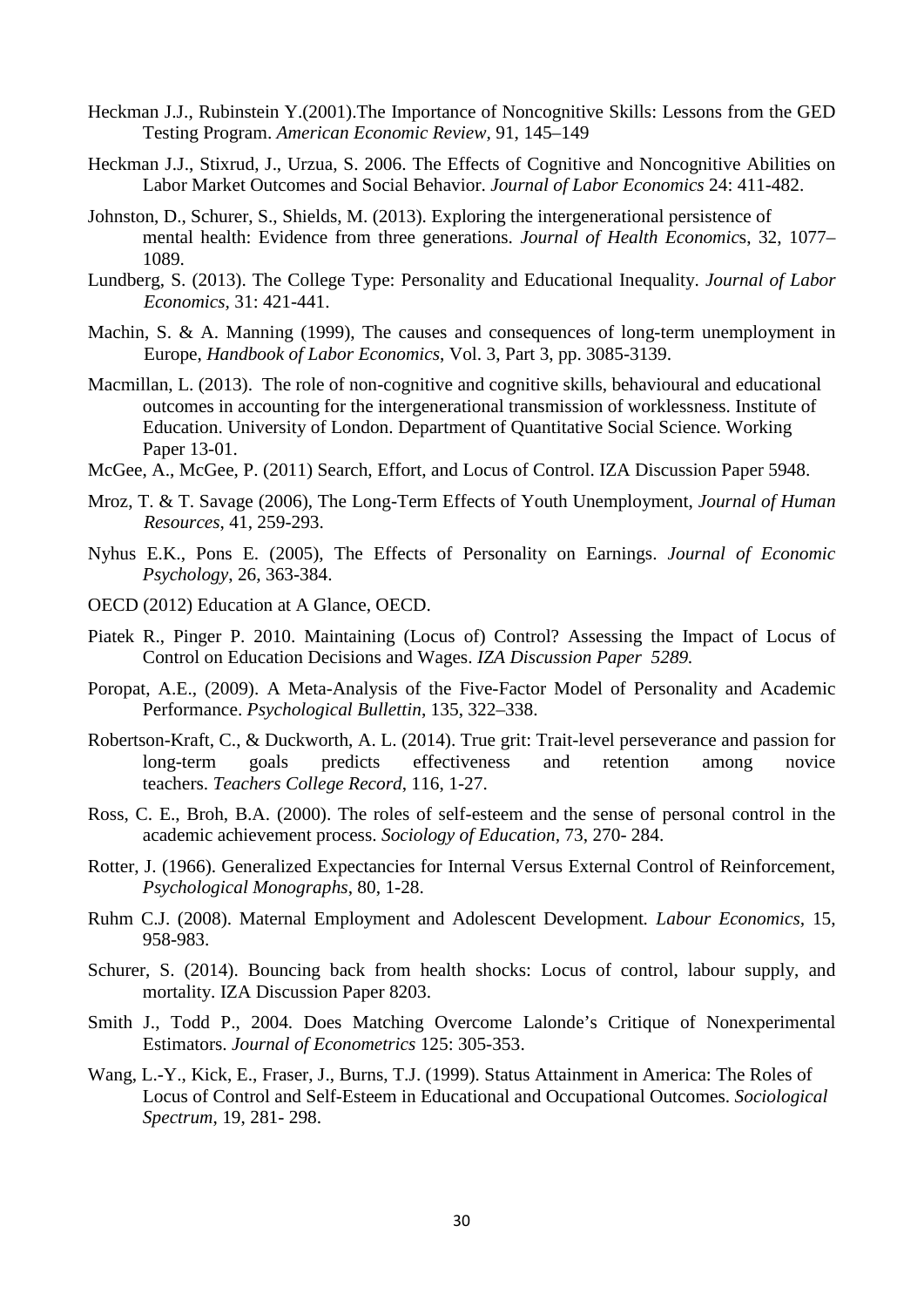Heckman J.J., Rubinstein Y.(2001).The Importance of Noncognitive Skills: Lessons from the GED Testing Program. *American Economic Review*, 91, 145–149

Heckman J.J., Stixrud, J., Urzua, S. 2006. The Effects of Cognitive and Noncognitive Abilities on Labor Market Outcomes and Social Behavior. *Journal of Labor Economics* 24: 411-482.

Johnston, D., Schurer, S., Shields, M. (2013). Exploring the intergenerational persistence of mental health: Evidence from three generations. *Journal of Health Economic*s, 32, 1077–1089.

Lundberg, S. (2013). The College Type: Personality and Educational Inequality. *Journal of Labor Economics*, 31: 421-441.

Machin, S. & A. Manning (1999), The causes and consequences of long-term unemployment in Europe, *Handbook of Labor Economics*, Vol. 3, Part 3, pp. 3085-3139.

Macmillan, L. (2013). The role of non-cognitive and cognitive skills, behavioural and educational outcomes in accounting for the intergenerational transmission of worklessness. Institute of Education. University of London. Department of Quantitative Social Science. Working Paper 13-01.

McGee, A., McGee, P. (2011) Search, Effort, and Locus of Control. IZA Discussion Paper 5948.

Mroz, T. & T. Savage (2006), The Long-Term Effects of Youth Unemployment, *Journal of Human Resources*, 41, 259-293.

Nyhus E.K., Pons E. (2005), The Effects of Personality on Earnings. *Journal of Economic Psychology*, 26, 363-384.

OECD (2012) Education at A Glance, OECD.

Piatek R., Pinger P. 2010. Maintaining (Locus of) Control? Assessing the Impact of Locus of Control on Education Decisions and Wages. *IZA Discussion Paper 5289.*

Poropat, A.E., (2009). A Meta-Analysis of the Five-Factor Model of Personality and Academic Performance. *Psychological Bullettin*, 135, 322–338.

Robertson-Kraft, C., & Duckworth, A. L. (2014). True grit: Trait-level perseverance and passion for long-term goals predicts effectiveness and retention among novice teachers. *Teachers College Record*, 116, 1-27.

Ross, C. E., Broh, B.A. (2000). The roles of self-esteem and the sense of personal control in the academic achievement process. *Sociology of Education*, 73, 270- 284.

Rotter, J. (1966). Generalized Expectancies for Internal Versus External Control of Reinforcement, *Psychological Monographs*, 80, 1-28.

Ruhm C.J. (2008). Maternal Employment and Adolescent Development. *Labour Economics,* 15, 958-983.

Schurer, S. (2014). Bouncing back from health shocks: Locus of control, labour supply, and mortality. IZA Discussion Paper 8203.

Smith J., Todd P., 2004. Does Matching Overcome Lalonde's Critique of Nonexperimental Estimators. *Journal of Econometrics* 125: 305-353.

Wang, L.-Y., Kick, E., Fraser, J., Burns, T.J. (1999). Status Attainment in America: The Roles of Locus of Control and Self-Esteem in Educational and Occupational Outcomes. *Sociological Spectrum*, 19, 281- 298.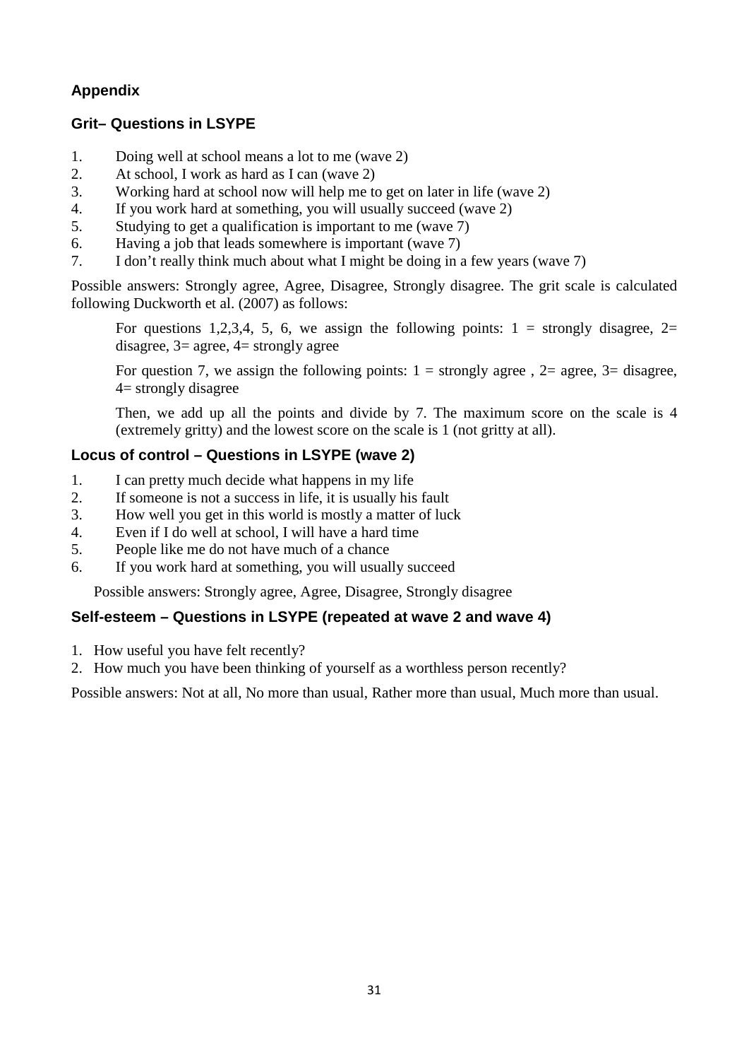## Appendix

### Grit– Questions in LSYPE

1. Doing well at school means a lot to me (wave 2)
2. At school, I work as hard as I can (wave 2)
3. Working hard at school now will help me to get on later in life (wave 2)
4. If you work hard at something, you will usually succeed (wave 2)
5. Studying to get a qualification is important to me (wave 7)
6. Having a job that leads somewhere is important (wave 7)
7. I don't really think much about what I might be doing in a few years (wave 7)

Possible answers: Strongly agree, Agree, Disagree, Strongly disagree. The grit scale is calculated following Duckworth et al. (2007) as follows:

> For questions 1,2,3,4, 5, 6, we assign the following points: 1 = strongly disagree, 2= disagree, 3= agree, 4= strongly agree
>
> For question 7, we assign the following points: 1 = strongly agree , 2= agree, 3= disagree, 4= strongly disagree
>
> Then, we add up all the points and divide by 7. The maximum score on the scale is 4 (extremely gritty) and the lowest score on the scale is 1 (not gritty at all).

### Locus of control – Questions in LSYPE (wave 2)

1. I can pretty much decide what happens in my life
2. If someone is not a success in life, it is usually his fault
3. How well you get in this world is mostly a matter of luck
4. Even if I do well at school, I will have a hard time
5. People like me do not have much of a chance
6. If you work hard at something, you will usually succeed

Possible answers: Strongly agree, Agree, Disagree, Strongly disagree

### Self-esteem – Questions in LSYPE (repeated at wave 2 and wave 4)

1. How useful you have felt recently?
2. How much you have been thinking of yourself as a worthless person recently?

Possible answers: Not at all, No more than usual, Rather more than usual, Much more than usual.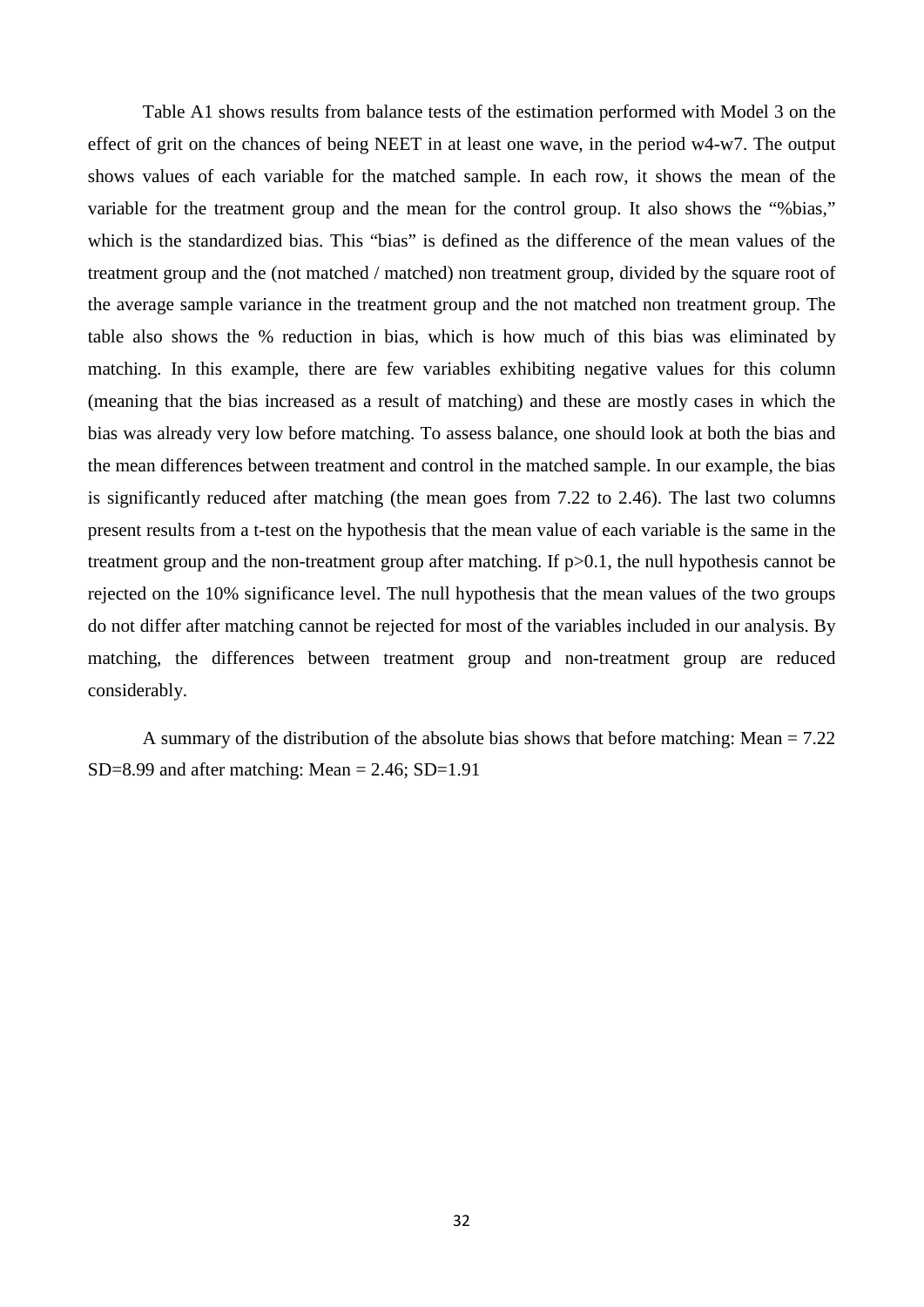Table A1 shows results from balance tests of the estimation performed with Model 3 on the effect of grit on the chances of being NEET in at least one wave, in the period w4-w7. The output shows values of each variable for the matched sample. In each row, it shows the mean of the variable for the treatment group and the mean for the control group. It also shows the "%bias," which is the standardized bias. This "bias" is defined as the difference of the mean values of the treatment group and the (not matched / matched) non treatment group, divided by the square root of the average sample variance in the treatment group and the not matched non treatment group. The table also shows the % reduction in bias, which is how much of this bias was eliminated by matching. In this example, there are few variables exhibiting negative values for this column (meaning that the bias increased as a result of matching) and these are mostly cases in which the bias was already very low before matching. To assess balance, one should look at both the bias and the mean differences between treatment and control in the matched sample. In our example, the bias is significantly reduced after matching (the mean goes from 7.22 to 2.46). The last two columns present results from a t-test on the hypothesis that the mean value of each variable is the same in the treatment group and the non-treatment group after matching. If $p>0.1$, the null hypothesis cannot be rejected on the 10% significance level. The null hypothesis that the mean values of the two groups do not differ after matching cannot be rejected for most of the variables included in our analysis. By matching, the differences between treatment group and non-treatment group are reduced considerably.

A summary of the distribution of the absolute bias shows that before matching: Mean = 7.22 SD=8.99 and after matching: Mean = 2.46; SD=1.91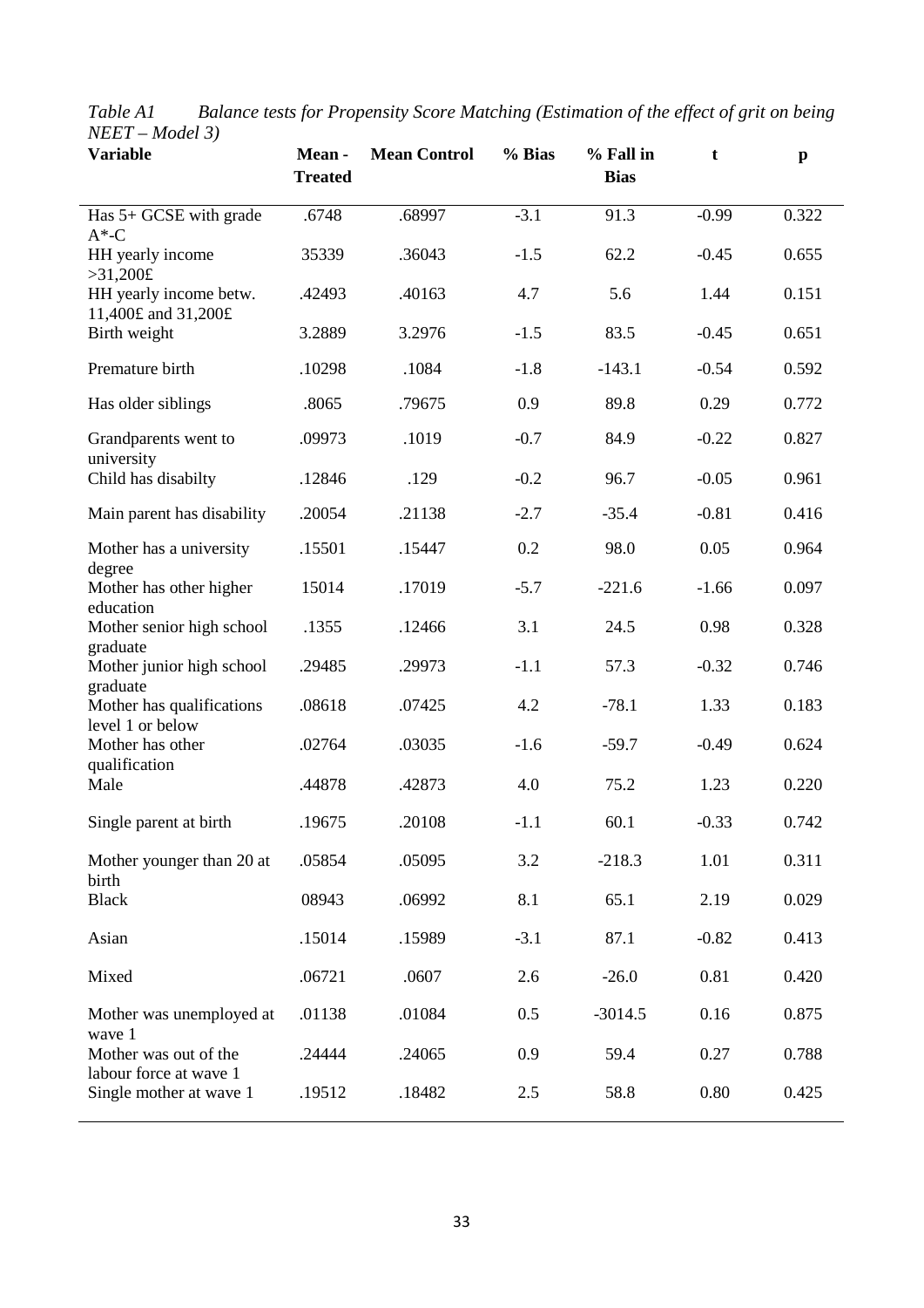*Table A1 Balance tests for Propensity Score Matching (Estimation of the effect of grit on being NEET – Model 3)*

| **Variable** | **Mean - Treated** | **Mean Control** | **% Bias** | **% Fall in Bias** | **t** | **p** |
|---|---|---|---|---|---|---|
| Has 5+ GCSE with grade A*-C | .6748 | .68997 | -3.1 | 91.3 | -0.99 | 0.322 |
| HH yearly income >31,200£ | 35339 | .36043 | -1.5 | 62.2 | -0.45 | 0.655 |
| HH yearly income betw. 11,400£ and 31,200£ | .42493 | .40163 | 4.7 | 5.6 | 1.44 | 0.151 |
| Birth weight | 3.2889 | 3.2976 | -1.5 | 83.5 | -0.45 | 0.651 |
| Premature birth | .10298 | .1084 | -1.8 | -143.1 | -0.54 | 0.592 |
| Has older siblings | .8065 | .79675 | 0.9 | 89.8 | 0.29 | 0.772 |
| Grandparents went to university | .09973 | .1019 | -0.7 | 84.9 | -0.22 | 0.827 |
| Child has disabilty | .12846 | .129 | -0.2 | 96.7 | -0.05 | 0.961 |
| Main parent has disability | .20054 | .21138 | -2.7 | -35.4 | -0.81 | 0.416 |
| Mother has a university degree | .15501 | .15447 | 0.2 | 98.0 | 0.05 | 0.964 |
| Mother has other higher education | 15014 | .17019 | -5.7 | -221.6 | -1.66 | 0.097 |
| Mother senior high school graduate | .1355 | .12466 | 3.1 | 24.5 | 0.98 | 0.328 |
| Mother junior high school graduate | .29485 | .29973 | -1.1 | 57.3 | -0.32 | 0.746 |
| Mother has qualifications level 1 or below | .08618 | .07425 | 4.2 | -78.1 | 1.33 | 0.183 |
| Mother has other qualification | .02764 | .03035 | -1.6 | -59.7 | -0.49 | 0.624 |
| Male | .44878 | .42873 | 4.0 | 75.2 | 1.23 | 0.220 |
| Single parent at birth | .19675 | .20108 | -1.1 | 60.1 | -0.33 | 0.742 |
| Mother younger than 20 at birth | .05854 | .05095 | 3.2 | -218.3 | 1.01 | 0.311 |
| Black | 08943 | .06992 | 8.1 | 65.1 | 2.19 | 0.029 |
| Asian | .15014 | .15989 | -3.1 | 87.1 | -0.82 | 0.413 |
| Mixed | .06721 | .0607 | 2.6 | -26.0 | 0.81 | 0.420 |
| Mother was unemployed at wave 1 | .01138 | .01084 | 0.5 | -3014.5 | 0.16 | 0.875 |
| Mother was out of the labour force at wave 1 | .24444 | .24065 | 0.9 | 59.4 | 0.27 | 0.788 |
| Single mother at wave 1 | .19512 | .18482 | 2.5 | 58.8 | 0.80 | 0.425 |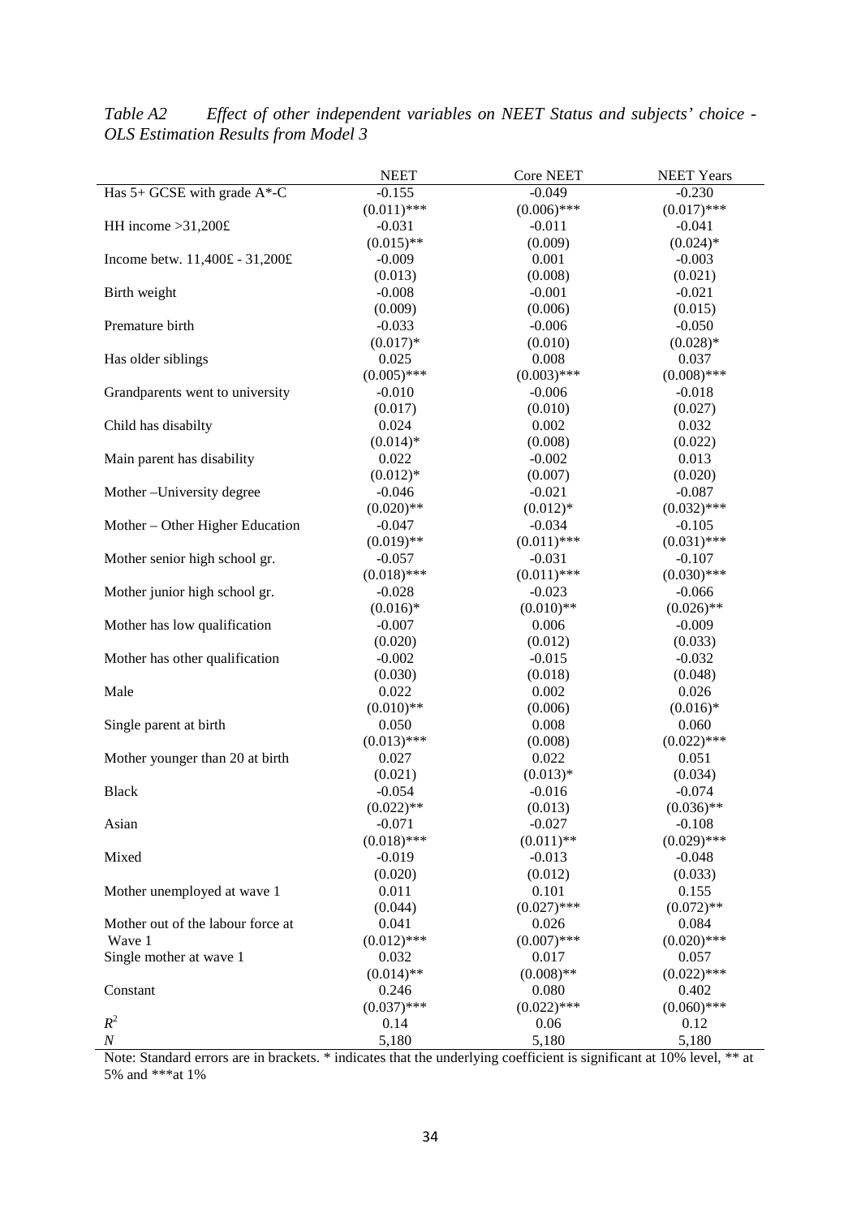*Table A2 Effect of other independent variables on NEET Status and subjects' choice - OLS Estimation Results from Model 3*

| | NEET | Core NEET | NEET Years |
|---|---|---|---|
| Has 5+ GCSE with grade A*-C | -0.155 | -0.049 | -0.230 |
| | (0.011)*** | (0.006)*** | (0.017)*** |
| HH income >31,200£ | -0.031 | -0.011 | -0.041 |
| | (0.015)** | (0.009) | (0.024)* |
| Income betw. 11,400£ - 31,200£ | -0.009 | 0.001 | -0.003 |
| | (0.013) | (0.008) | (0.021) |
| Birth weight | -0.008 | -0.001 | -0.021 |
| | (0.009) | (0.006) | (0.015) |
| Premature birth | -0.033 | -0.006 | -0.050 |
| | (0.017)* | (0.010) | (0.028)* |
| Has older siblings | 0.025 | 0.008 | 0.037 |
| | (0.005)*** | (0.003)*** | (0.008)*** |
| Grandparents went to university | -0.010 | -0.006 | -0.018 |
| | (0.017) | (0.010) | (0.027) |
| Child has disabilty | 0.024 | 0.002 | 0.032 |
| | (0.014)* | (0.008) | (0.022) |
| Main parent has disability | 0.022 | -0.002 | 0.013 |
| | (0.012)* | (0.007) | (0.020) |
| Mother –University degree | -0.046 | -0.021 | -0.087 |
| | (0.020)** | (0.012)* | (0.032)*** |
| Mother – Other Higher Education | -0.047 | -0.034 | -0.105 |
| | (0.019)** | (0.011)*** | (0.031)*** |
| Mother senior high school gr. | -0.057 | -0.031 | -0.107 |
| | (0.018)*** | (0.011)*** | (0.030)*** |
| Mother junior high school gr. | -0.028 | -0.023 | -0.066 |
| | (0.016)* | (0.010)** | (0.026)** |
| Mother has low qualification | -0.007 | 0.006 | -0.009 |
| | (0.020) | (0.012) | (0.033) |
| Mother has other qualification | -0.002 | -0.015 | -0.032 |
| | (0.030) | (0.018) | (0.048) |
| Male | 0.022 | 0.002 | 0.026 |
| | (0.010)** | (0.006) | (0.016)* |
| Single parent at birth | 0.050 | 0.008 | 0.060 |
| | (0.013)*** | (0.008) | (0.022)*** |
| Mother younger than 20 at birth | 0.027 | 0.022 | 0.051 |
| | (0.021) | (0.013)* | (0.034) |
| Black | -0.054 | -0.016 | -0.074 |
| | (0.022)** | (0.013) | (0.036)** |
| Asian | -0.071 | -0.027 | -0.108 |
| | (0.018)*** | (0.011)** | (0.029)*** |
| Mixed | -0.019 | -0.013 | -0.048 |
| | (0.020) | (0.012) | (0.033) |
| Mother unemployed at wave 1 | 0.011 | 0.101 | 0.155 |
| | (0.044) | (0.027)*** | (0.072)** |
| Mother out of the labour force at Wave 1 | 0.041 | 0.026 | 0.084 |
| | (0.012)*** | (0.007)*** | (0.020)*** |
| Single mother at wave 1 | 0.032 | 0.017 | 0.057 |
| | (0.014)** | (0.008)** | (0.022)*** |
| Constant | 0.246 | 0.080 | 0.402 |
| | (0.037)*** | (0.022)*** | (0.060)*** |
| $R^2$ | 0.14 | 0.06 | 0.12 |
| $N$ | 5,180 | 5,180 | 5,180 |

Note: Standard errors are in brackets. * indicates that the underlying coefficient is significant at 10% level, ** at 5% and ***at 1%